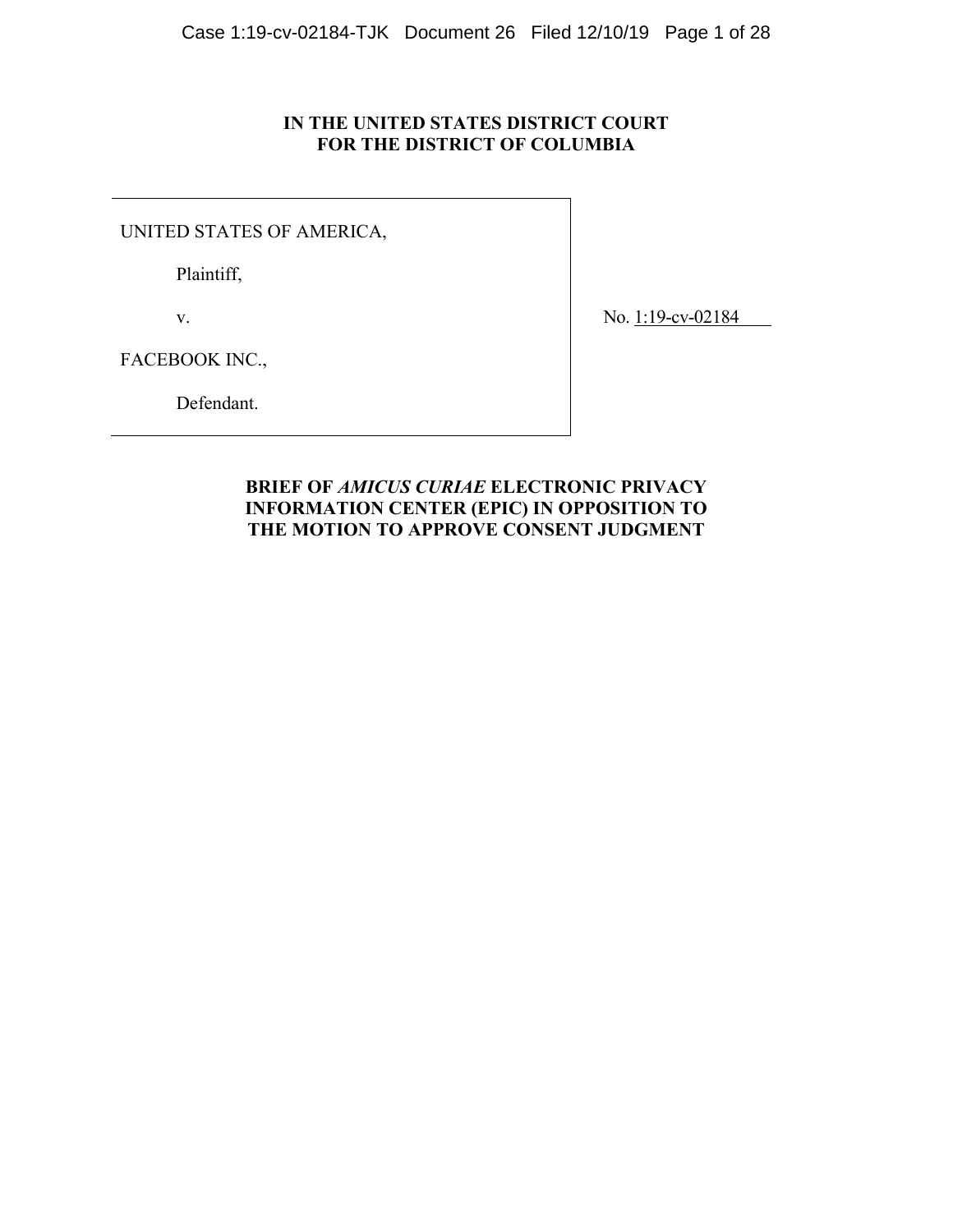**IN THE UNITED STATES DISTRICT COURT**
**FOR THE DISTRICT OF COLUMBIA**

| | |
|---|---|
| UNITED STATES OF AMERICA,<br><br>Plaintiff,<br><br>v.<br><br>FACEBOOK INC.,<br><br>Defendant. | No. 1:19-cv-02184 |

**BRIEF OF *AMICUS CURIAE* ELECTRONIC PRIVACY INFORMATION CENTER (EPIC) IN OPPOSITION TO THE MOTION TO APPROVE CONSENT JUDGMENT**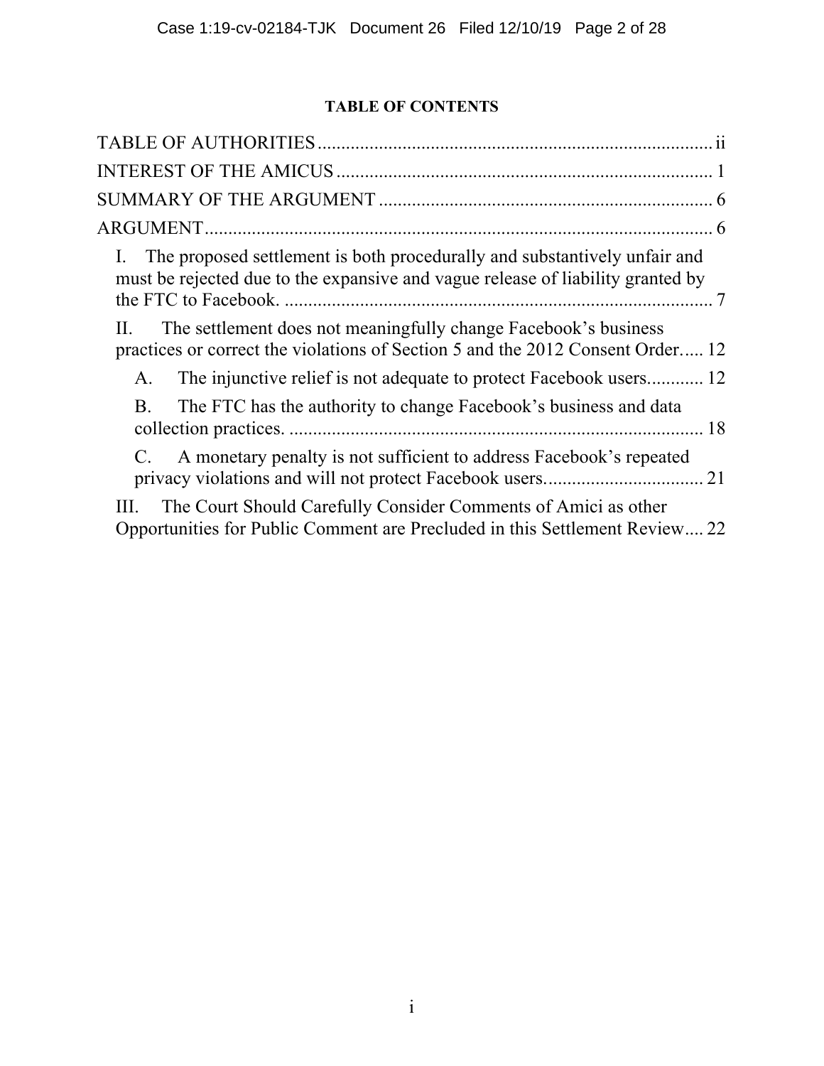**TABLE OF CONTENTS**

TABLE OF AUTHORITIES ........ ii

INTEREST OF THE AMICUS ........ 1

SUMMARY OF THE ARGUMENT ........ 6

ARGUMENT ........ 6

- I. The proposed settlement is both procedurally and substantively unfair and must be rejected due to the expansive and vague release of liability granted by the FTC to Facebook. ........ 7
- II. The settlement does not meaningfully change Facebook's business practices or correct the violations of Section 5 and the 2012 Consent Order. ........ 12
  - A. The injunctive relief is not adequate to protect Facebook users. ........ 12
  - B. The FTC has the authority to change Facebook's business and data collection practices. ........ 18
  - C. A monetary penalty is not sufficient to address Facebook's repeated privacy violations and will not protect Facebook users. ........ 21
- III. The Court Should Carefully Consider Comments of Amici as other Opportunities for Public Comment are Precluded in this Settlement Review ........ 22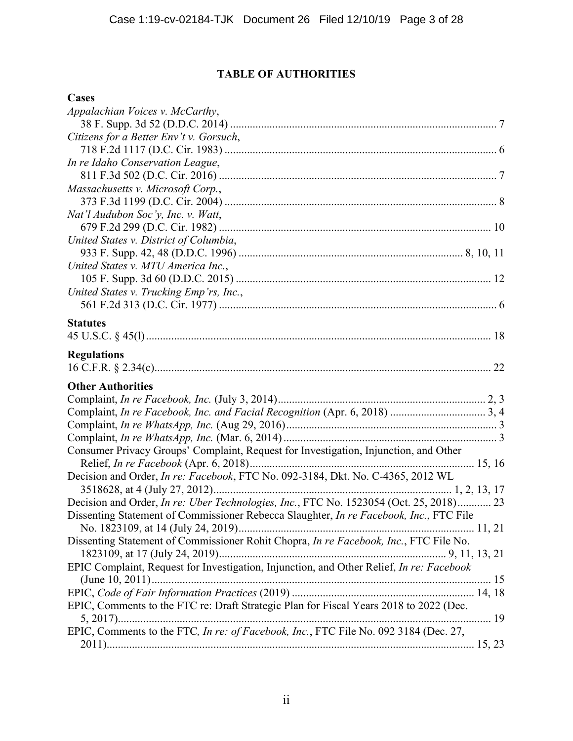# TABLE OF AUTHORITIES

## Cases

*Appalachian Voices v. McCarthy*,
38 F. Supp. 3d 52 (D.D.C. 2014) ..... 7

*Citizens for a Better Env't v. Gorsuch*,
718 F.2d 1117 (D.C. Cir. 1983) ..... 6

*In re Idaho Conservation League*,
811 F.3d 502 (D.C. Cir. 2016) ..... 7

*Massachusetts v. Microsoft Corp.*,
373 F.3d 1199 (D.C. Cir. 2004) ..... 8

*Nat'l Audubon Soc'y, Inc. v. Watt*,
679 F.2d 299 (D.C. Cir. 1982) ..... 10

*United States v. District of Columbia*,
933 F. Supp. 42, 48 (D.D.C. 1996) ..... 8, 10, 11

*United States v. MTU America Inc.*,
105 F. Supp. 3d 60 (D.D.C. 2015) ..... 12

*United States v. Trucking Emp'rs, Inc.*,
561 F.2d 313 (D.C. Cir. 1977) ..... 6

## Statutes

45 U.S.C. § 45(l) ..... 18

## Regulations

16 C.F.R. § 2.34(c) ..... 22

## Other Authorities

Complaint, *In re Facebook, Inc.* (July 3, 2014) ..... 2, 3

Complaint, *In re Facebook, Inc. and Facial Recognition* (Apr. 6, 2018) ..... 3, 4

Complaint, *In re WhatsApp, Inc.* (Aug 29, 2016) ..... 3

Complaint, *In re WhatsApp, Inc.* (Mar. 6, 2014) ..... 3

Consumer Privacy Groups' Complaint, Request for Investigation, Injunction, and Other Relief, *In re Facebook* (Apr. 6, 2018) ..... 15, 16

Decision and Order, *In re: Facebook*, FTC No. 092-3184, Dkt. No. C-4365, 2012 WL 3518628, at 4 (July 27, 2012) ..... 1, 2, 13, 17

Decision and Order, *In re: Uber Technologies, Inc.*, FTC No. 1523054 (Oct. 25, 2018) ..... 23

Dissenting Statement of Commissioner Rebecca Slaughter, *In re Facebook, Inc.*, FTC File No. 1823109, at 14 (July 24, 2019) ..... 11, 21

Dissenting Statement of Commissioner Rohit Chopra, *In re Facebook, Inc.*, FTC File No. 1823109, at 17 (July 24, 2019) ..... 9, 11, 13, 21

EPIC Complaint, Request for Investigation, Injunction, and Other Relief, *In re: Facebook* (June 10, 2011) ..... 15

EPIC, *Code of Fair Information Practices* (2019) ..... 14, 18

EPIC, Comments to the FTC re: Draft Strategic Plan for Fiscal Years 2018 to 2022 (Dec. 5, 2017) ..... 19

EPIC, Comments to the FTC*, In re: of Facebook, Inc.*, FTC File No. 092 3184 (Dec. 27, 2011) ..... 15, 23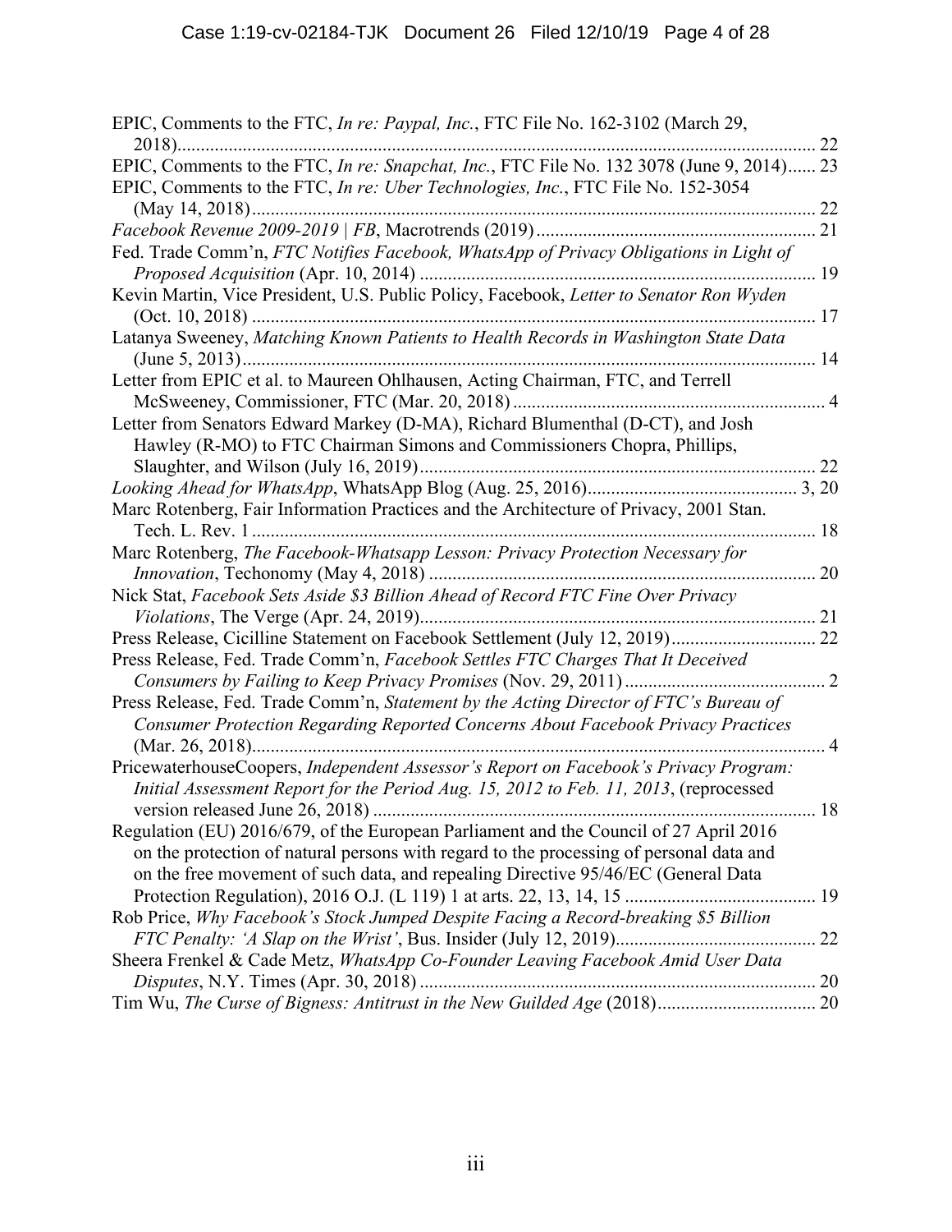EPIC, Comments to the FTC, *In re: Paypal, Inc.*, FTC File No. 162-3102 (March 29, 2018)........................................................................................................................................ 22

EPIC, Comments to the FTC, *In re: Snapchat, Inc.*, FTC File No. 132 3078 (June 9, 2014)...... 23

EPIC, Comments to the FTC, *In re: Uber Technologies, Inc.*, FTC File No. 152-3054 (May 14, 2018)....................................................................................................................... 22

*Facebook Revenue 2009-2019 | FB*, Macrotrends (2019)........................................................... 21

Fed. Trade Comm'n, *FTC Notifies Facebook, WhatsApp of Privacy Obligations in Light of Proposed Acquisition* (Apr. 10, 2014) .................................................................................... 19

Kevin Martin, Vice President, U.S. Public Policy, Facebook, *Letter to Senator Ron Wyden* (Oct. 10, 2018) ........................................................................................................................ 17

Latanya Sweeney, *Matching Known Patients to Health Records in Washington State Data* (June 5, 2013)........................................................................................................................... 14

Letter from EPIC et al. to Maureen Ohlhausen, Acting Chairman, FTC, and Terrell McSweeney, Commissioner, FTC (Mar. 20, 2018) ................................................................... 4

Letter from Senators Edward Markey (D-MA), Richard Blumenthal (D-CT), and Josh Hawley (R-MO) to FTC Chairman Simons and Commissioners Chopra, Phillips, Slaughter, and Wilson (July 16, 2019)..................................................................................... 22

*Looking Ahead for WhatsApp*, WhatsApp Blog (Aug. 25, 2016)............................................ 3, 20

Marc Rotenberg, Fair Information Practices and the Architecture of Privacy, 2001 Stan. Tech. L. Rev. 1 ......................................................................................................................... 18

Marc Rotenberg, *The Facebook-Whatsapp Lesson: Privacy Protection Necessary for Innovation*, Techonomy (May 4, 2018) ................................................................................... 20

Nick Stat, *Facebook Sets Aside $3 Billion Ahead of Record FTC Fine Over Privacy Violations*, The Verge (Apr. 24, 2019)..................................................................................... 21

Press Release, Cicilline Statement on Facebook Settlement (July 12, 2019)............................... 22

Press Release, Fed. Trade Comm'n, *Facebook Settles FTC Charges That It Deceived Consumers by Failing to Keep Privacy Promises* (Nov. 29, 2011) ........................................... 2

Press Release, Fed. Trade Comm'n, *Statement by the Acting Director of FTC's Bureau of Consumer Protection Regarding Reported Concerns About Facebook Privacy Practices* (Mar. 26, 2018)........................................................................................................................... 4

PricewaterhouseCoopers, *Independent Assessor's Report on Facebook's Privacy Program: Initial Assessment Report for the Period Aug. 15, 2012 to Feb. 11, 2013*, (reprocessed version released June 26, 2018) ............................................................................................... 18

Regulation (EU) 2016/679, of the European Parliament and the Council of 27 April 2016 on the protection of natural persons with regard to the processing of personal data and on the free movement of such data, and repealing Directive 95/46/EC (General Data Protection Regulation), 2016 O.J. (L 119) 1 at arts. 22, 13, 14, 15 ......................................... 19

Rob Price, *Why Facebook's Stock Jumped Despite Facing a Record-breaking $5 Billion FTC Penalty: 'A Slap on the Wrist'*, Bus. Insider (July 12, 2019)........................................... 22

Sheera Frenkel & Cade Metz, *WhatsApp Co-Founder Leaving Facebook Amid User Data Disputes*, N.Y. Times (Apr. 30, 2018) ..................................................................................... 20

Tim Wu, *The Curse of Bigness: Antitrust in the New Guilded Age* (2018).................................. 20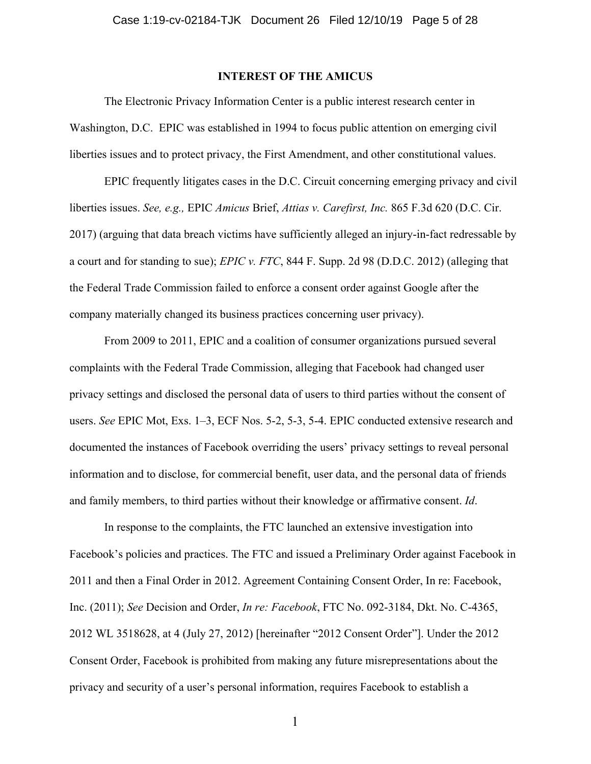## INTEREST OF THE AMICUS

The Electronic Privacy Information Center is a public interest research center in Washington, D.C. EPIC was established in 1994 to focus public attention on emerging civil liberties issues and to protect privacy, the First Amendment, and other constitutional values.

EPIC frequently litigates cases in the D.C. Circuit concerning emerging privacy and civil liberties issues. *See, e.g.,* EPIC *Amicus* Brief, *Attias v. Carefirst, Inc.* 865 F.3d 620 (D.C. Cir. 2017) (arguing that data breach victims have sufficiently alleged an injury-in-fact redressable by a court and for standing to sue); *EPIC v. FTC*, 844 F. Supp. 2d 98 (D.D.C. 2012) (alleging that the Federal Trade Commission failed to enforce a consent order against Google after the company materially changed its business practices concerning user privacy).

From 2009 to 2011, EPIC and a coalition of consumer organizations pursued several complaints with the Federal Trade Commission, alleging that Facebook had changed user privacy settings and disclosed the personal data of users to third parties without the consent of users. *See* EPIC Mot, Exs. 1–3, ECF Nos. 5-2, 5-3, 5-4. EPIC conducted extensive research and documented the instances of Facebook overriding the users' privacy settings to reveal personal information and to disclose, for commercial benefit, user data, and the personal data of friends and family members, to third parties without their knowledge or affirmative consent. *Id*.

In response to the complaints, the FTC launched an extensive investigation into Facebook's policies and practices. The FTC and issued a Preliminary Order against Facebook in 2011 and then a Final Order in 2012. Agreement Containing Consent Order, In re: Facebook, Inc. (2011); *See* Decision and Order, *In re: Facebook*, FTC No. 092-3184, Dkt. No. C-4365, 2012 WL 3518628, at 4 (July 27, 2012) [hereinafter "2012 Consent Order"]. Under the 2012 Consent Order, Facebook is prohibited from making any future misrepresentations about the privacy and security of a user's personal information, requires Facebook to establish a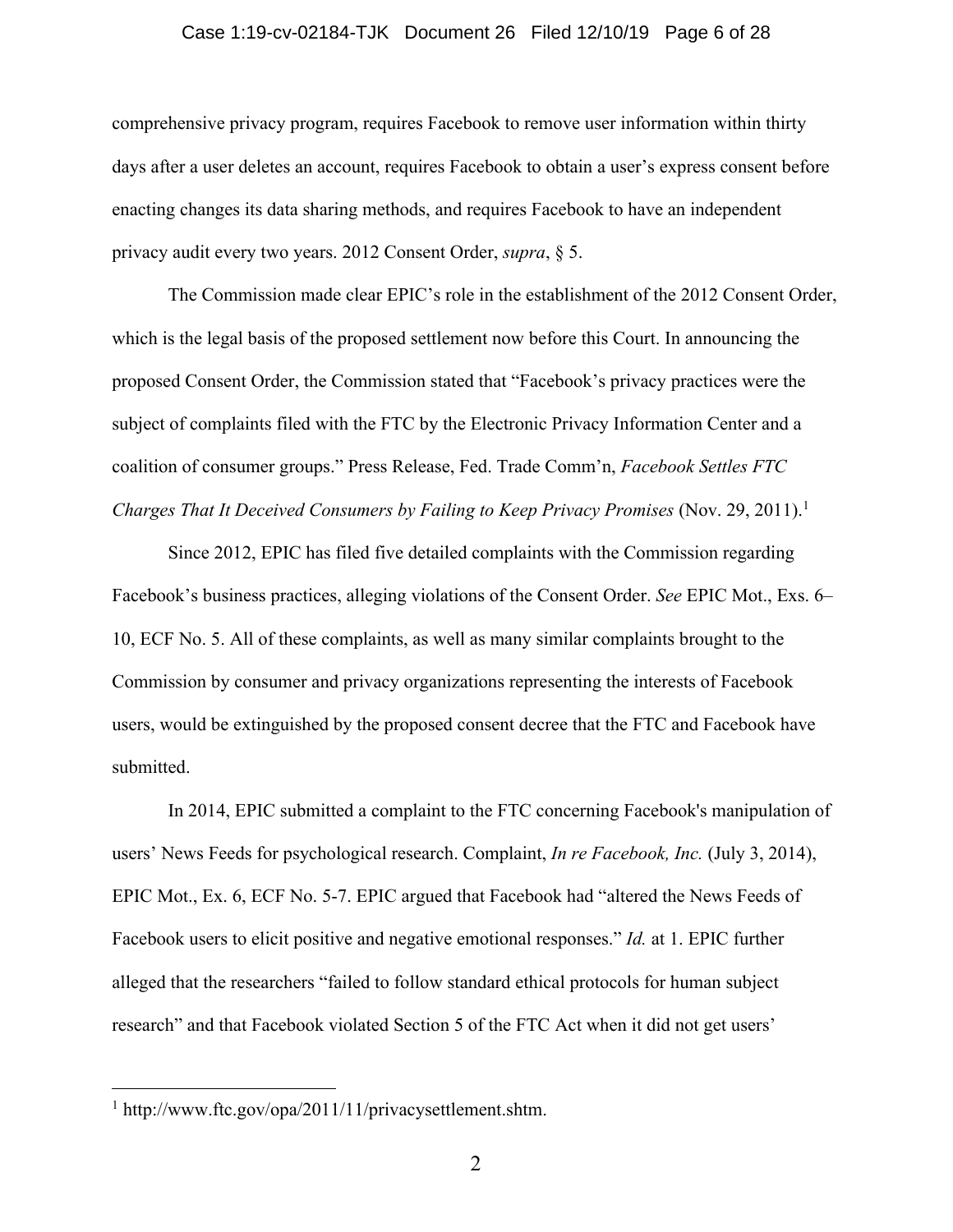comprehensive privacy program, requires Facebook to remove user information within thirty days after a user deletes an account, requires Facebook to obtain a user's express consent before enacting changes its data sharing methods, and requires Facebook to have an independent privacy audit every two years. 2012 Consent Order, *supra*, § 5.

The Commission made clear EPIC's role in the establishment of the 2012 Consent Order, which is the legal basis of the proposed settlement now before this Court. In announcing the proposed Consent Order, the Commission stated that "Facebook's privacy practices were the subject of complaints filed with the FTC by the Electronic Privacy Information Center and a coalition of consumer groups." Press Release, Fed. Trade Comm'n, *Facebook Settles FTC Charges That It Deceived Consumers by Failing to Keep Privacy Promises* (Nov. 29, 2011).[1]

Since 2012, EPIC has filed five detailed complaints with the Commission regarding Facebook's business practices, alleging violations of the Consent Order. *See* EPIC Mot., Exs. 6–10, ECF No. 5. All of these complaints, as well as many similar complaints brought to the Commission by consumer and privacy organizations representing the interests of Facebook users, would be extinguished by the proposed consent decree that the FTC and Facebook have submitted.

In 2014, EPIC submitted a complaint to the FTC concerning Facebook's manipulation of users' News Feeds for psychological research. Complaint, *In re Facebook, Inc.* (July 3, 2014), EPIC Mot., Ex. 6, ECF No. 5-7. EPIC argued that Facebook had "altered the News Feeds of Facebook users to elicit positive and negative emotional responses." *Id.* at 1. EPIC further alleged that the researchers "failed to follow standard ethical protocols for human subject research" and that Facebook violated Section 5 of the FTC Act when it did not get users'

---

[1] http://www.ftc.gov/opa/2011/11/privacysettlement.shtm.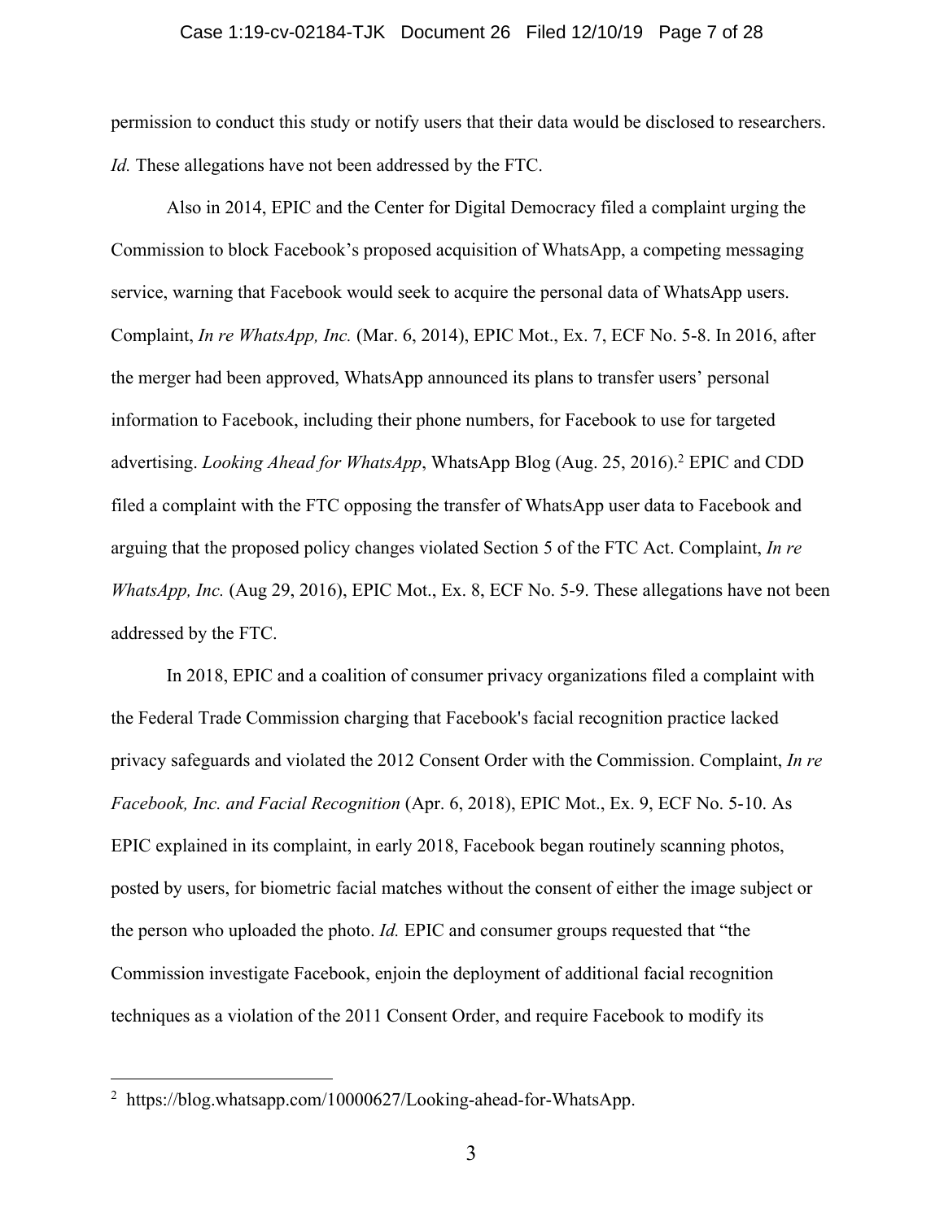permission to conduct this study or notify users that their data would be disclosed to researchers. *Id.* These allegations have not been addressed by the FTC.

Also in 2014, EPIC and the Center for Digital Democracy filed a complaint urging the Commission to block Facebook's proposed acquisition of WhatsApp, a competing messaging service, warning that Facebook would seek to acquire the personal data of WhatsApp users. Complaint, *In re WhatsApp, Inc.* (Mar. 6, 2014), EPIC Mot., Ex. 7, ECF No. 5-8. In 2016, after the merger had been approved, WhatsApp announced its plans to transfer users' personal information to Facebook, including their phone numbers, for Facebook to use for targeted advertising. *Looking Ahead for WhatsApp*, WhatsApp Blog (Aug. 25, 2016).[2] EPIC and CDD filed a complaint with the FTC opposing the transfer of WhatsApp user data to Facebook and arguing that the proposed policy changes violated Section 5 of the FTC Act. Complaint, *In re WhatsApp, Inc.* (Aug 29, 2016), EPIC Mot., Ex. 8, ECF No. 5-9. These allegations have not been addressed by the FTC.

In 2018, EPIC and a coalition of consumer privacy organizations filed a complaint with the Federal Trade Commission charging that Facebook's facial recognition practice lacked privacy safeguards and violated the 2012 Consent Order with the Commission. Complaint, *In re Facebook, Inc. and Facial Recognition* (Apr. 6, 2018), EPIC Mot., Ex. 9, ECF No. 5-10. As EPIC explained in its complaint, in early 2018, Facebook began routinely scanning photos, posted by users, for biometric facial matches without the consent of either the image subject or the person who uploaded the photo. *Id.* EPIC and consumer groups requested that "the Commission investigate Facebook, enjoin the deployment of additional facial recognition techniques as a violation of the 2011 Consent Order, and require Facebook to modify its

---

[2] https://blog.whatsapp.com/10000627/Looking-ahead-for-WhatsApp.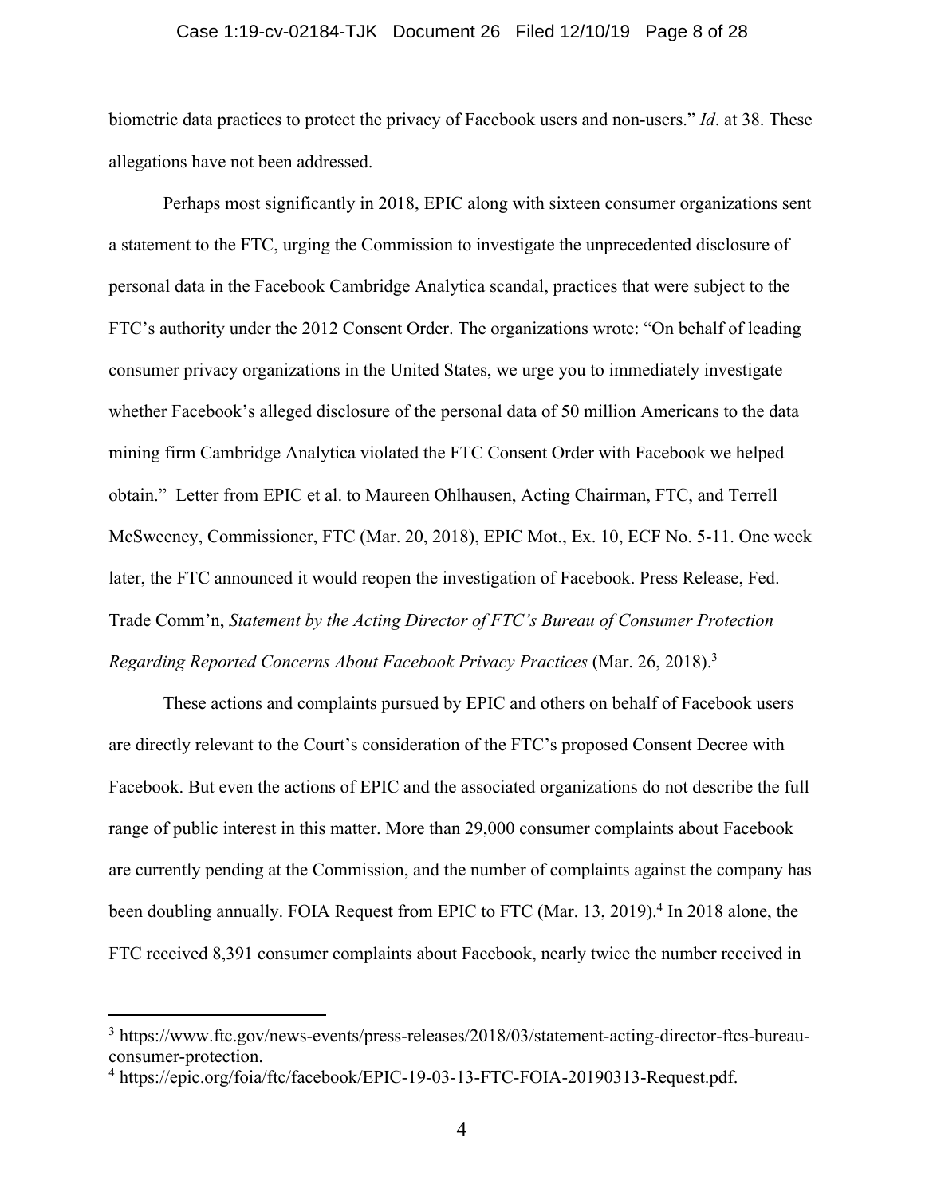biometric data practices to protect the privacy of Facebook users and non-users." *Id*. at 38. These allegations have not been addressed.

Perhaps most significantly in 2018, EPIC along with sixteen consumer organizations sent a statement to the FTC, urging the Commission to investigate the unprecedented disclosure of personal data in the Facebook Cambridge Analytica scandal, practices that were subject to the FTC's authority under the 2012 Consent Order. The organizations wrote: "On behalf of leading consumer privacy organizations in the United States, we urge you to immediately investigate whether Facebook's alleged disclosure of the personal data of 50 million Americans to the data mining firm Cambridge Analytica violated the FTC Consent Order with Facebook we helped obtain." Letter from EPIC et al. to Maureen Ohlhausen, Acting Chairman, FTC, and Terrell McSweeney, Commissioner, FTC (Mar. 20, 2018), EPIC Mot., Ex. 10, ECF No. 5-11. One week later, the FTC announced it would reopen the investigation of Facebook. Press Release, Fed. Trade Comm'n, *Statement by the Acting Director of FTC's Bureau of Consumer Protection Regarding Reported Concerns About Facebook Privacy Practices* (Mar. 26, 2018).[3]

These actions and complaints pursued by EPIC and others on behalf of Facebook users are directly relevant to the Court's consideration of the FTC's proposed Consent Decree with Facebook. But even the actions of EPIC and the associated organizations do not describe the full range of public interest in this matter. More than 29,000 consumer complaints about Facebook are currently pending at the Commission, and the number of complaints against the company has been doubling annually. FOIA Request from EPIC to FTC (Mar. 13, 2019).[4] In 2018 alone, the FTC received 8,391 consumer complaints about Facebook, nearly twice the number received in

---

[3] https://www.ftc.gov/news-events/press-releases/2018/03/statement-acting-director-ftcs-bureau-consumer-protection.

[4] https://epic.org/foia/ftc/facebook/EPIC-19-03-13-FTC-FOIA-20190313-Request.pdf.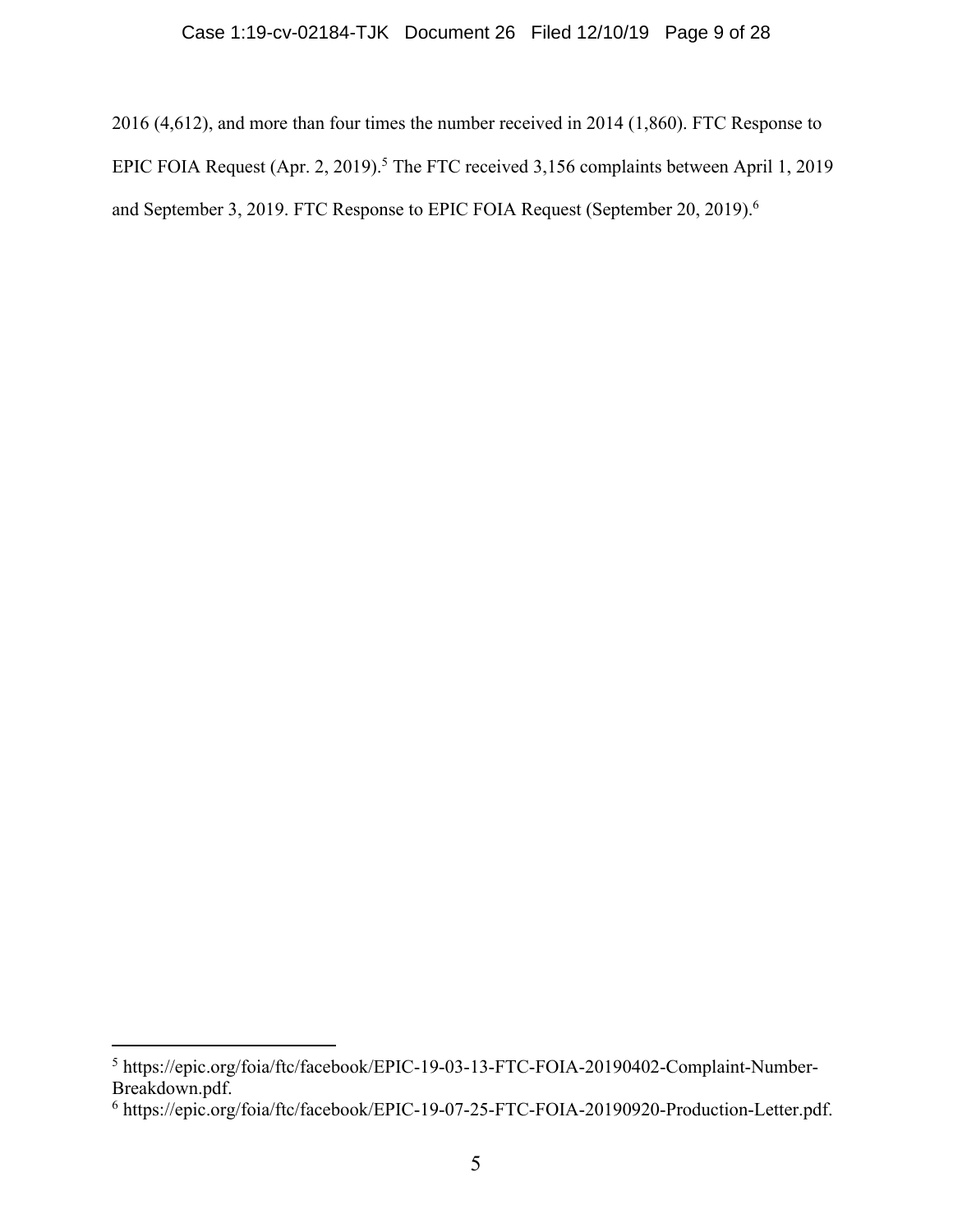2016 (4,612), and more than four times the number received in 2014 (1,860). FTC Response to EPIC FOIA Request (Apr. 2, 2019).[5] The FTC received 3,156 complaints between April 1, 2019 and September 3, 2019. FTC Response to EPIC FOIA Request (September 20, 2019).[6]

---

[5] https://epic.org/foia/ftc/facebook/EPIC-19-03-13-FTC-FOIA-20190402-Complaint-Number-Breakdown.pdf.

[6] https://epic.org/foia/ftc/facebook/EPIC-19-07-25-FTC-FOIA-20190920-Production-Letter.pdf.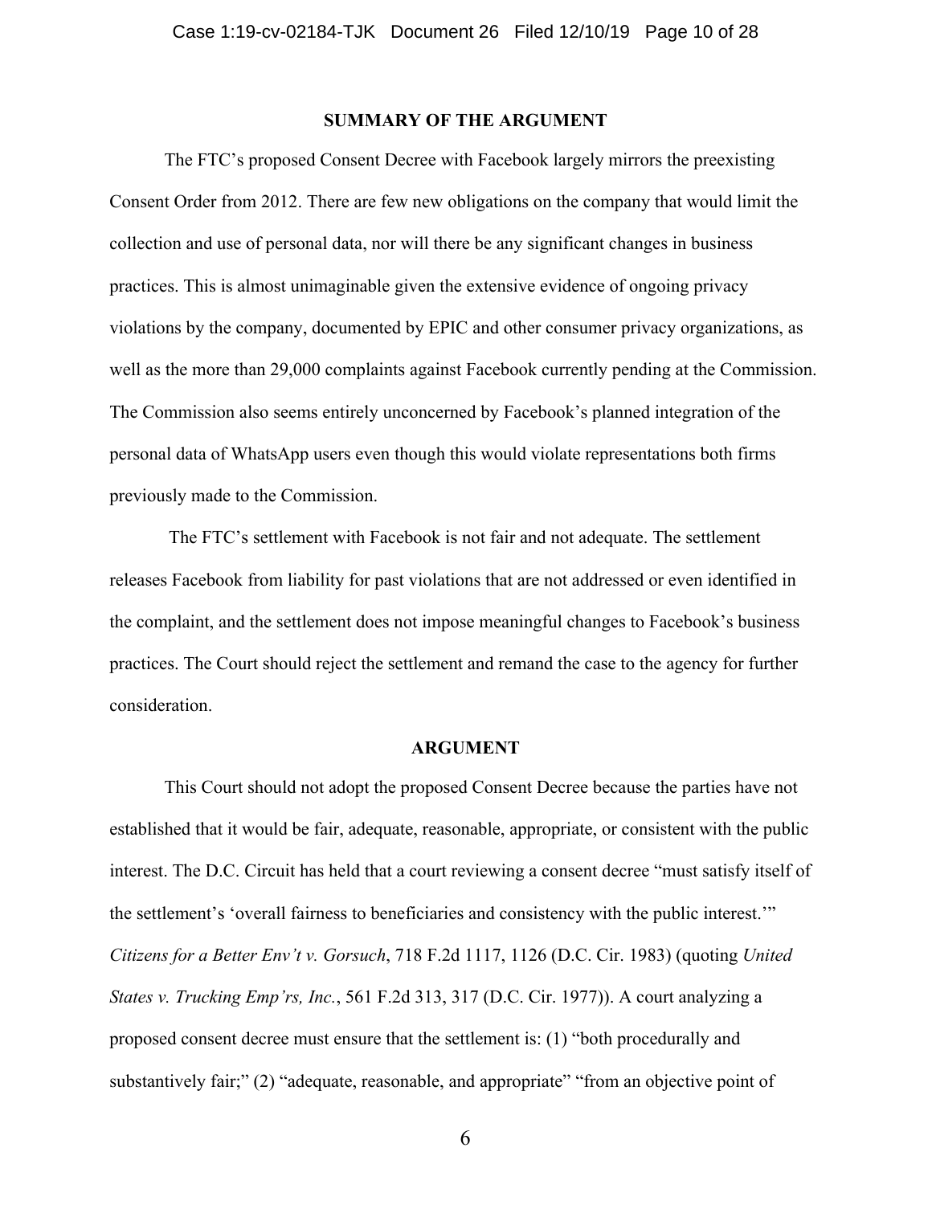## SUMMARY OF THE ARGUMENT

The FTC's proposed Consent Decree with Facebook largely mirrors the preexisting Consent Order from 2012. There are few new obligations on the company that would limit the collection and use of personal data, nor will there be any significant changes in business practices. This is almost unimaginable given the extensive evidence of ongoing privacy violations by the company, documented by EPIC and other consumer privacy organizations, as well as the more than 29,000 complaints against Facebook currently pending at the Commission. The Commission also seems entirely unconcerned by Facebook's planned integration of the personal data of WhatsApp users even though this would violate representations both firms previously made to the Commission.

The FTC's settlement with Facebook is not fair and not adequate. The settlement releases Facebook from liability for past violations that are not addressed or even identified in the complaint, and the settlement does not impose meaningful changes to Facebook's business practices. The Court should reject the settlement and remand the case to the agency for further consideration.

## ARGUMENT

This Court should not adopt the proposed Consent Decree because the parties have not established that it would be fair, adequate, reasonable, appropriate, or consistent with the public interest. The D.C. Circuit has held that a court reviewing a consent decree "must satisfy itself of the settlement's 'overall fairness to beneficiaries and consistency with the public interest.'" *Citizens for a Better Env't v. Gorsuch*, 718 F.2d 1117, 1126 (D.C. Cir. 1983) (quoting *United States v. Trucking Emp'rs, Inc.*, 561 F.2d 313, 317 (D.C. Cir. 1977)). A court analyzing a proposed consent decree must ensure that the settlement is: (1) "both procedurally and substantively fair;" (2) "adequate, reasonable, and appropriate" "from an objective point of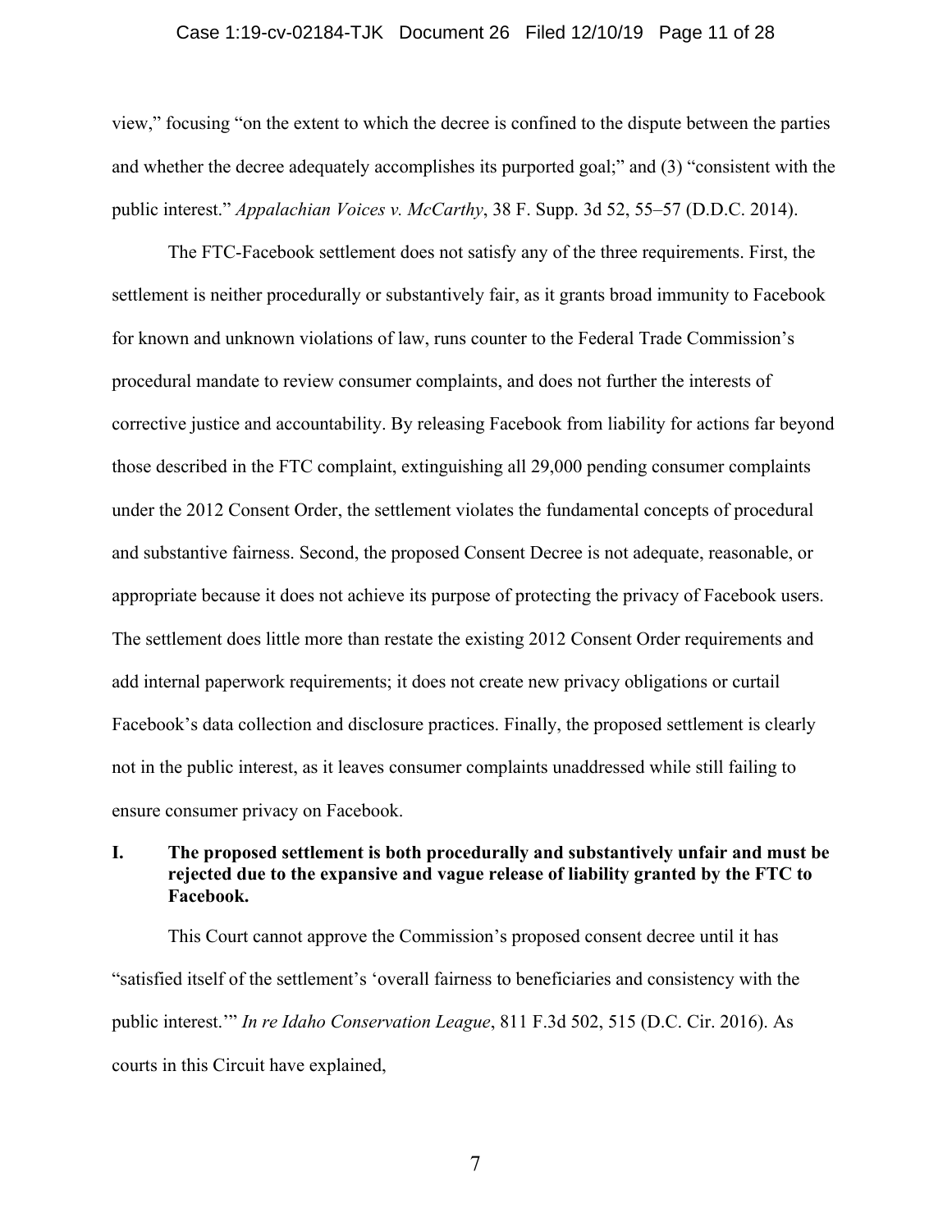view," focusing "on the extent to which the decree is confined to the dispute between the parties and whether the decree adequately accomplishes its purported goal;" and (3) "consistent with the public interest." *Appalachian Voices v. McCarthy*, 38 F. Supp. 3d 52, 55–57 (D.D.C. 2014).

The FTC-Facebook settlement does not satisfy any of the three requirements. First, the settlement is neither procedurally or substantively fair, as it grants broad immunity to Facebook for known and unknown violations of law, runs counter to the Federal Trade Commission's procedural mandate to review consumer complaints, and does not further the interests of corrective justice and accountability. By releasing Facebook from liability for actions far beyond those described in the FTC complaint, extinguishing all 29,000 pending consumer complaints under the 2012 Consent Order, the settlement violates the fundamental concepts of procedural and substantive fairness. Second, the proposed Consent Decree is not adequate, reasonable, or appropriate because it does not achieve its purpose of protecting the privacy of Facebook users. The settlement does little more than restate the existing 2012 Consent Order requirements and add internal paperwork requirements; it does not create new privacy obligations or curtail Facebook's data collection and disclosure practices. Finally, the proposed settlement is clearly not in the public interest, as it leaves consumer complaints unaddressed while still failing to ensure consumer privacy on Facebook.

## I. The proposed settlement is both procedurally and substantively unfair and must be rejected due to the expansive and vague release of liability granted by the FTC to Facebook.

This Court cannot approve the Commission's proposed consent decree until it has "satisfied itself of the settlement's 'overall fairness to beneficiaries and consistency with the public interest.'" *In re Idaho Conservation League*, 811 F.3d 502, 515 (D.C. Cir. 2016). As courts in this Circuit have explained,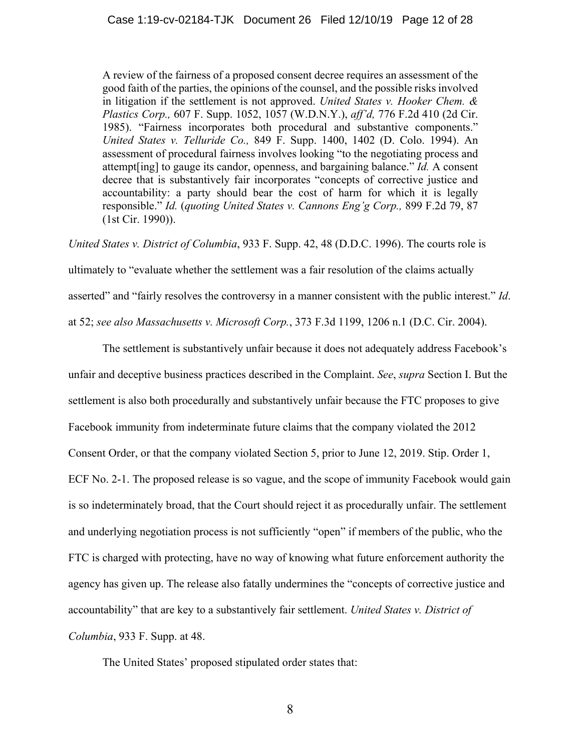> A review of the fairness of a proposed consent decree requires an assessment of the good faith of the parties, the opinions of the counsel, and the possible risks involved in litigation if the settlement is not approved. *United States v. Hooker Chem. & Plastics Corp.,* 607 F. Supp. 1052, 1057 (W.D.N.Y.), *aff'd,* 776 F.2d 410 (2d Cir. 1985). "Fairness incorporates both procedural and substantive components." *United States v. Telluride Co.,* 849 F. Supp. 1400, 1402 (D. Colo. 1994). An assessment of procedural fairness involves looking "to the negotiating process and attempt[ing] to gauge its candor, openness, and bargaining balance." *Id.* A consent decree that is substantively fair incorporates "concepts of corrective justice and accountability: a party should bear the cost of harm for which it is legally responsible." *Id.* (*quoting United States v. Cannons Eng'g Corp.,* 899 F.2d 79, 87 (1st Cir. 1990)).

*United States v. District of Columbia*, 933 F. Supp. 42, 48 (D.D.C. 1996). The courts role is ultimately to "evaluate whether the settlement was a fair resolution of the claims actually asserted" and "fairly resolves the controversy in a manner consistent with the public interest." *Id*. at 52; *see also Massachusetts v. Microsoft Corp.*, 373 F.3d 1199, 1206 n.1 (D.C. Cir. 2004).

The settlement is substantively unfair because it does not adequately address Facebook's unfair and deceptive business practices described in the Complaint. *See*, *supra* Section I. But the settlement is also both procedurally and substantively unfair because the FTC proposes to give Facebook immunity from indeterminate future claims that the company violated the 2012 Consent Order, or that the company violated Section 5, prior to June 12, 2019. Stip. Order 1, ECF No. 2-1. The proposed release is so vague, and the scope of immunity Facebook would gain is so indeterminately broad, that the Court should reject it as procedurally unfair. The settlement and underlying negotiation process is not sufficiently "open" if members of the public, who the FTC is charged with protecting, have no way of knowing what future enforcement authority the agency has given up. The release also fatally undermines the "concepts of corrective justice and accountability" that are key to a substantively fair settlement. *United States v. District of Columbia*, 933 F. Supp. at 48.

The United States' proposed stipulated order states that: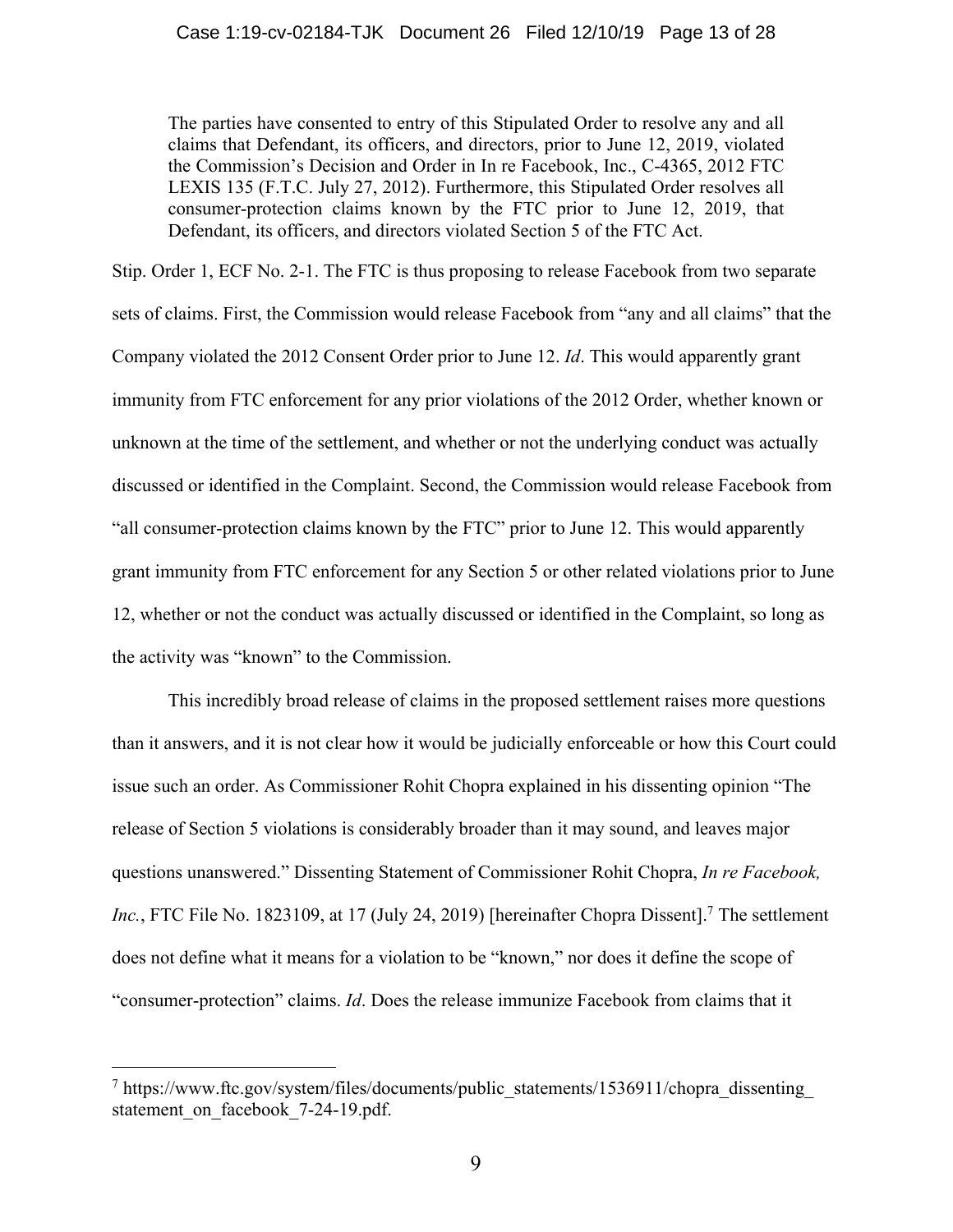> The parties have consented to entry of this Stipulated Order to resolve any and all claims that Defendant, its officers, and directors, prior to June 12, 2019, violated the Commission's Decision and Order in In re Facebook, Inc., C-4365, 2012 FTC LEXIS 135 (F.T.C. July 27, 2012). Furthermore, this Stipulated Order resolves all consumer-protection claims known by the FTC prior to June 12, 2019, that Defendant, its officers, and directors violated Section 5 of the FTC Act.

Stip. Order 1, ECF No. 2-1. The FTC is thus proposing to release Facebook from two separate sets of claims. First, the Commission would release Facebook from "any and all claims" that the Company violated the 2012 Consent Order prior to June 12. *Id*. This would apparently grant immunity from FTC enforcement for any prior violations of the 2012 Order, whether known or unknown at the time of the settlement, and whether or not the underlying conduct was actually discussed or identified in the Complaint. Second, the Commission would release Facebook from "all consumer-protection claims known by the FTC" prior to June 12. This would apparently grant immunity from FTC enforcement for any Section 5 or other related violations prior to June 12, whether or not the conduct was actually discussed or identified in the Complaint, so long as the activity was "known" to the Commission.

This incredibly broad release of claims in the proposed settlement raises more questions than it answers, and it is not clear how it would be judicially enforceable or how this Court could issue such an order. As Commissioner Rohit Chopra explained in his dissenting opinion "The release of Section 5 violations is considerably broader than it may sound, and leaves major questions unanswered." Dissenting Statement of Commissioner Rohit Chopra, *In re Facebook, Inc.*, FTC File No. 1823109, at 17 (July 24, 2019) [hereinafter Chopra Dissent].[7] The settlement does not define what it means for a violation to be "known," nor does it define the scope of "consumer-protection" claims. *Id*. Does the release immunize Facebook from claims that it

[7] https://www.ftc.gov/system/files/documents/public_statements/1536911/chopra_dissenting_statement_on_facebook_7-24-19.pdf.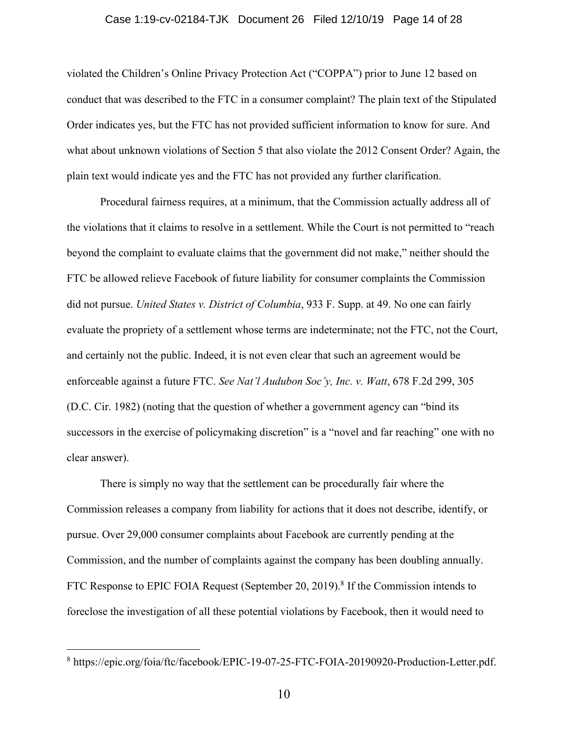violated the Children's Online Privacy Protection Act ("COPPA") prior to June 12 based on conduct that was described to the FTC in a consumer complaint? The plain text of the Stipulated Order indicates yes, but the FTC has not provided sufficient information to know for sure. And what about unknown violations of Section 5 that also violate the 2012 Consent Order? Again, the plain text would indicate yes and the FTC has not provided any further clarification.

Procedural fairness requires, at a minimum, that the Commission actually address all of the violations that it claims to resolve in a settlement. While the Court is not permitted to "reach beyond the complaint to evaluate claims that the government did not make," neither should the FTC be allowed relieve Facebook of future liability for consumer complaints the Commission did not pursue. *United States v. District of Columbia*, 933 F. Supp. at 49. No one can fairly evaluate the propriety of a settlement whose terms are indeterminate; not the FTC, not the Court, and certainly not the public. Indeed, it is not even clear that such an agreement would be enforceable against a future FTC. *See Nat'l Audubon Soc'y, Inc. v. Watt*, 678 F.2d 299, 305 (D.C. Cir. 1982) (noting that the question of whether a government agency can "bind its successors in the exercise of policymaking discretion" is a "novel and far reaching" one with no clear answer).

There is simply no way that the settlement can be procedurally fair where the Commission releases a company from liability for actions that it does not describe, identify, or pursue. Over 29,000 consumer complaints about Facebook are currently pending at the Commission, and the number of complaints against the company has been doubling annually. FTC Response to EPIC FOIA Request (September 20, 2019).[8] If the Commission intends to foreclose the investigation of all these potential violations by Facebook, then it would need to

---

[8] https://epic.org/foia/ftc/facebook/EPIC-19-07-25-FTC-FOIA-20190920-Production-Letter.pdf.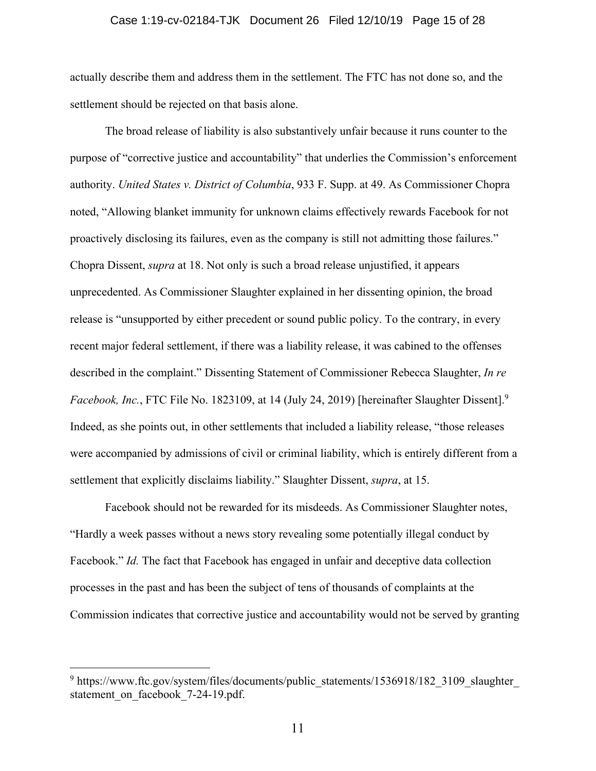actually describe them and address them in the settlement. The FTC has not done so, and the settlement should be rejected on that basis alone.

The broad release of liability is also substantively unfair because it runs counter to the purpose of "corrective justice and accountability" that underlies the Commission's enforcement authority. *United States v. District of Columbia*, 933 F. Supp. at 49. As Commissioner Chopra noted, "Allowing blanket immunity for unknown claims effectively rewards Facebook for not proactively disclosing its failures, even as the company is still not admitting those failures." Chopra Dissent, *supra* at 18. Not only is such a broad release unjustified, it appears unprecedented. As Commissioner Slaughter explained in her dissenting opinion, the broad release is "unsupported by either precedent or sound public policy. To the contrary, in every recent major federal settlement, if there was a liability release, it was cabined to the offenses described in the complaint." Dissenting Statement of Commissioner Rebecca Slaughter, *In re Facebook, Inc.*, FTC File No. 1823109, at 14 (July 24, 2019) [hereinafter Slaughter Dissent].[9] Indeed, as she points out, in other settlements that included a liability release, "those releases were accompanied by admissions of civil or criminal liability, which is entirely different from a settlement that explicitly disclaims liability." Slaughter Dissent, *supra*, at 15.

Facebook should not be rewarded for its misdeeds. As Commissioner Slaughter notes, "Hardly a week passes without a news story revealing some potentially illegal conduct by Facebook." *Id.* The fact that Facebook has engaged in unfair and deceptive data collection processes in the past and has been the subject of tens of thousands of complaints at the Commission indicates that corrective justice and accountability would not be served by granting

---

[9] https://www.ftc.gov/system/files/documents/public_statements/1536918/182_3109_slaughter_statement_on_facebook_7-24-19.pdf.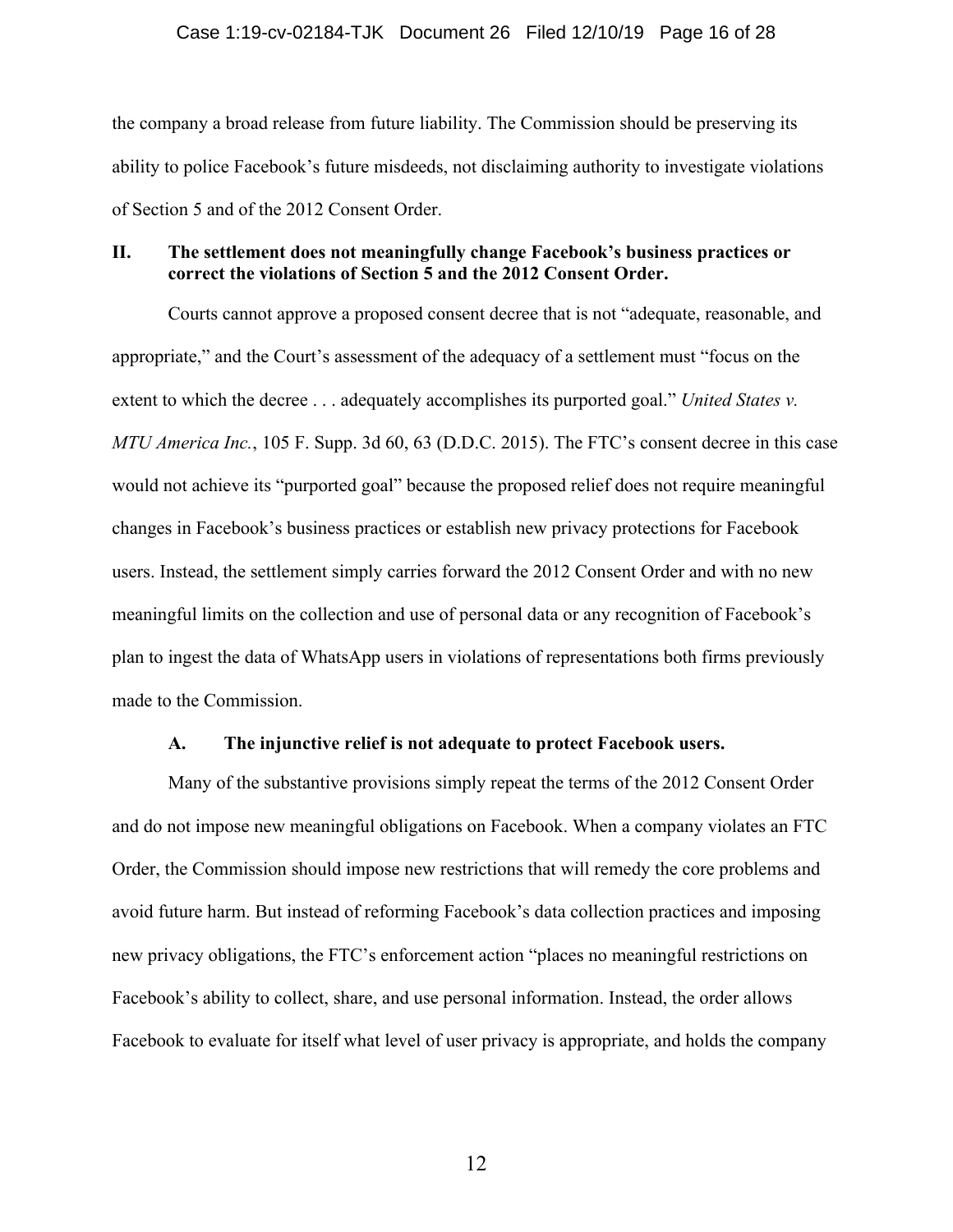the company a broad release from future liability. The Commission should be preserving its ability to police Facebook's future misdeeds, not disclaiming authority to investigate violations of Section 5 and of the 2012 Consent Order.

## II. The settlement does not meaningfully change Facebook's business practices or correct the violations of Section 5 and the 2012 Consent Order.

Courts cannot approve a proposed consent decree that is not "adequate, reasonable, and appropriate," and the Court's assessment of the adequacy of a settlement must "focus on the extent to which the decree . . . adequately accomplishes its purported goal." *United States v. MTU America Inc.*, 105 F. Supp. 3d 60, 63 (D.D.C. 2015). The FTC's consent decree in this case would not achieve its "purported goal" because the proposed relief does not require meaningful changes in Facebook's business practices or establish new privacy protections for Facebook users. Instead, the settlement simply carries forward the 2012 Consent Order and with no new meaningful limits on the collection and use of personal data or any recognition of Facebook's plan to ingest the data of WhatsApp users in violations of representations both firms previously made to the Commission.

### A. The injunctive relief is not adequate to protect Facebook users.

Many of the substantive provisions simply repeat the terms of the 2012 Consent Order and do not impose new meaningful obligations on Facebook. When a company violates an FTC Order, the Commission should impose new restrictions that will remedy the core problems and avoid future harm. But instead of reforming Facebook's data collection practices and imposing new privacy obligations, the FTC's enforcement action "places no meaningful restrictions on Facebook's ability to collect, share, and use personal information. Instead, the order allows Facebook to evaluate for itself what level of user privacy is appropriate, and holds the company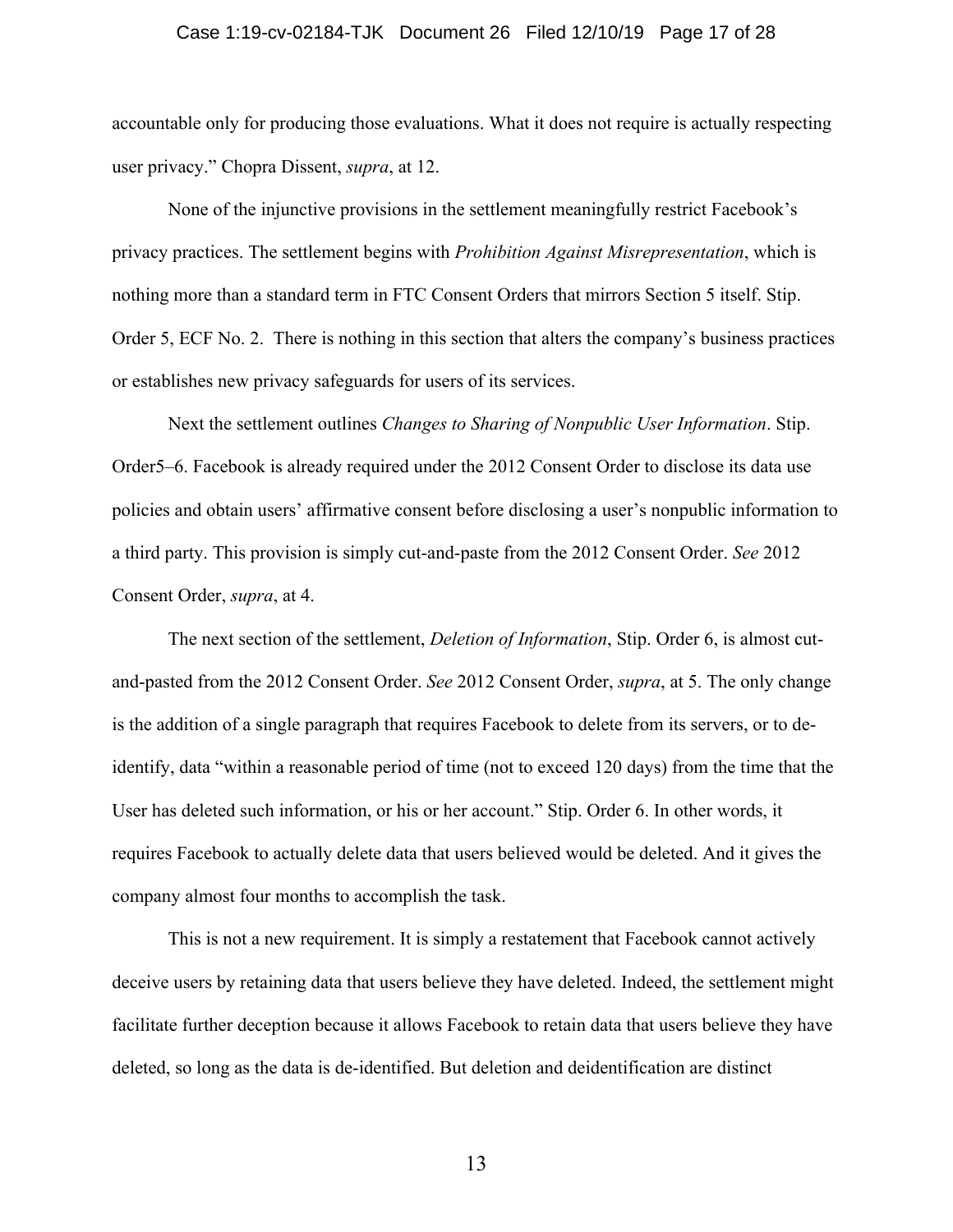accountable only for producing those evaluations. What it does not require is actually respecting user privacy." Chopra Dissent, *supra*, at 12.

None of the injunctive provisions in the settlement meaningfully restrict Facebook's privacy practices. The settlement begins with *Prohibition Against Misrepresentation*, which is nothing more than a standard term in FTC Consent Orders that mirrors Section 5 itself. Stip. Order 5, ECF No. 2. There is nothing in this section that alters the company's business practices or establishes new privacy safeguards for users of its services.

Next the settlement outlines *Changes to Sharing of Nonpublic User Information*. Stip. Order5–6. Facebook is already required under the 2012 Consent Order to disclose its data use policies and obtain users' affirmative consent before disclosing a user's nonpublic information to a third party. This provision is simply cut-and-paste from the 2012 Consent Order. *See* 2012 Consent Order, *supra*, at 4.

The next section of the settlement, *Deletion of Information*, Stip. Order 6, is almost cut-and-pasted from the 2012 Consent Order. *See* 2012 Consent Order, *supra*, at 5. The only change is the addition of a single paragraph that requires Facebook to delete from its servers, or to de-identify, data "within a reasonable period of time (not to exceed 120 days) from the time that the User has deleted such information, or his or her account." Stip. Order 6. In other words, it requires Facebook to actually delete data that users believed would be deleted. And it gives the company almost four months to accomplish the task.

This is not a new requirement. It is simply a restatement that Facebook cannot actively deceive users by retaining data that users believe they have deleted. Indeed, the settlement might facilitate further deception because it allows Facebook to retain data that users believe they have deleted, so long as the data is de-identified. But deletion and deidentification are distinct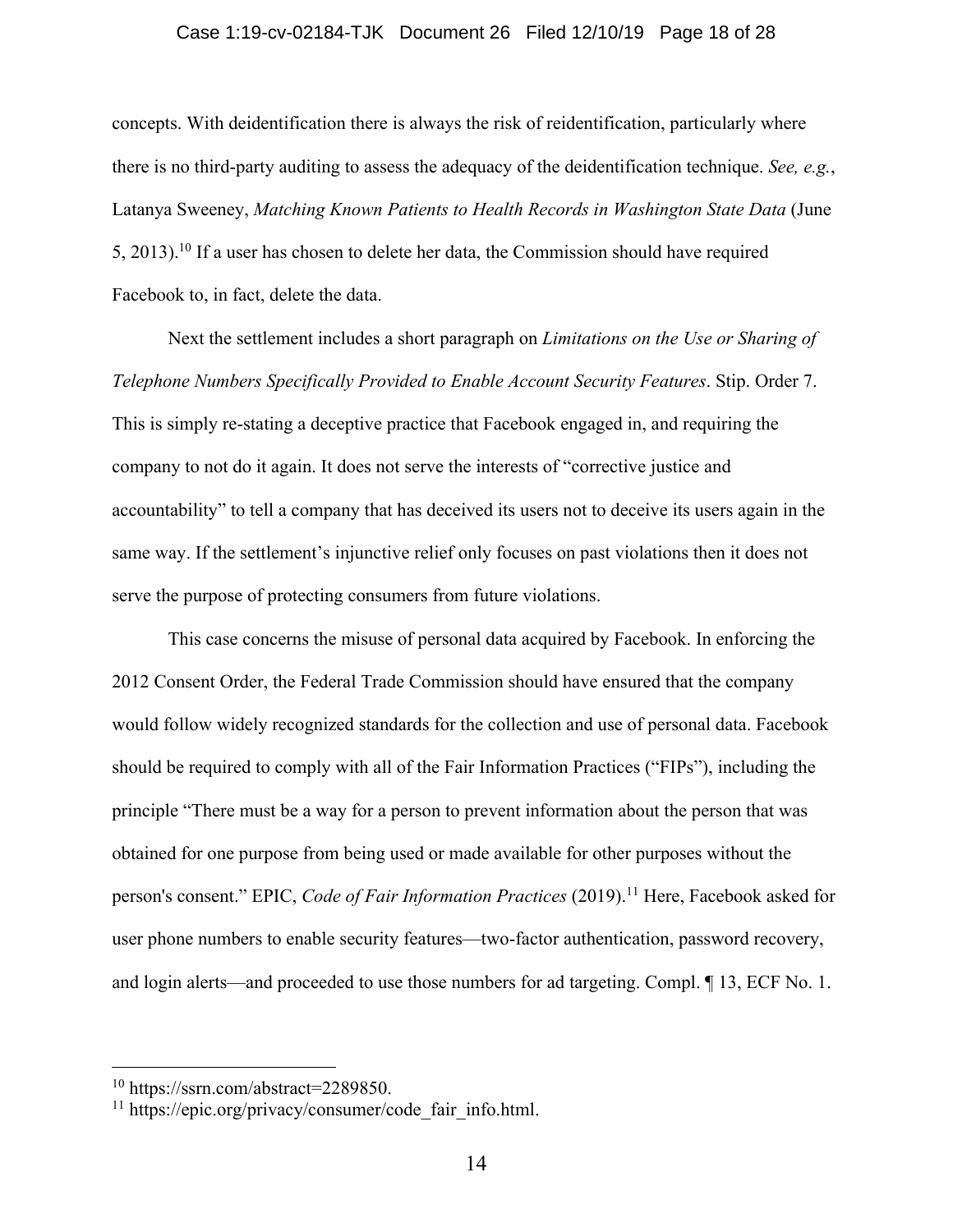concepts. With deidentification there is always the risk of reidentification, particularly where there is no third-party auditing to assess the adequacy of the deidentification technique. *See, e.g.*, Latanya Sweeney, *Matching Known Patients to Health Records in Washington State Data* (June 5, 2013).[10] If a user has chosen to delete her data, the Commission should have required Facebook to, in fact, delete the data.

Next the settlement includes a short paragraph on *Limitations on the Use or Sharing of Telephone Numbers Specifically Provided to Enable Account Security Features*. Stip. Order 7. This is simply re-stating a deceptive practice that Facebook engaged in, and requiring the company to not do it again. It does not serve the interests of "corrective justice and accountability" to tell a company that has deceived its users not to deceive its users again in the same way. If the settlement's injunctive relief only focuses on past violations then it does not serve the purpose of protecting consumers from future violations.

This case concerns the misuse of personal data acquired by Facebook. In enforcing the 2012 Consent Order, the Federal Trade Commission should have ensured that the company would follow widely recognized standards for the collection and use of personal data. Facebook should be required to comply with all of the Fair Information Practices ("FIPs"), including the principle "There must be a way for a person to prevent information about the person that was obtained for one purpose from being used or made available for other purposes without the person's consent." EPIC, *Code of Fair Information Practices* (2019).[11] Here, Facebook asked for user phone numbers to enable security features—two-factor authentication, password recovery, and login alerts—and proceeded to use those numbers for ad targeting. Compl. ¶ 13, ECF No. 1.

---

[10] https://ssrn.com/abstract=2289850.

[11] https://epic.org/privacy/consumer/code_fair_info.html.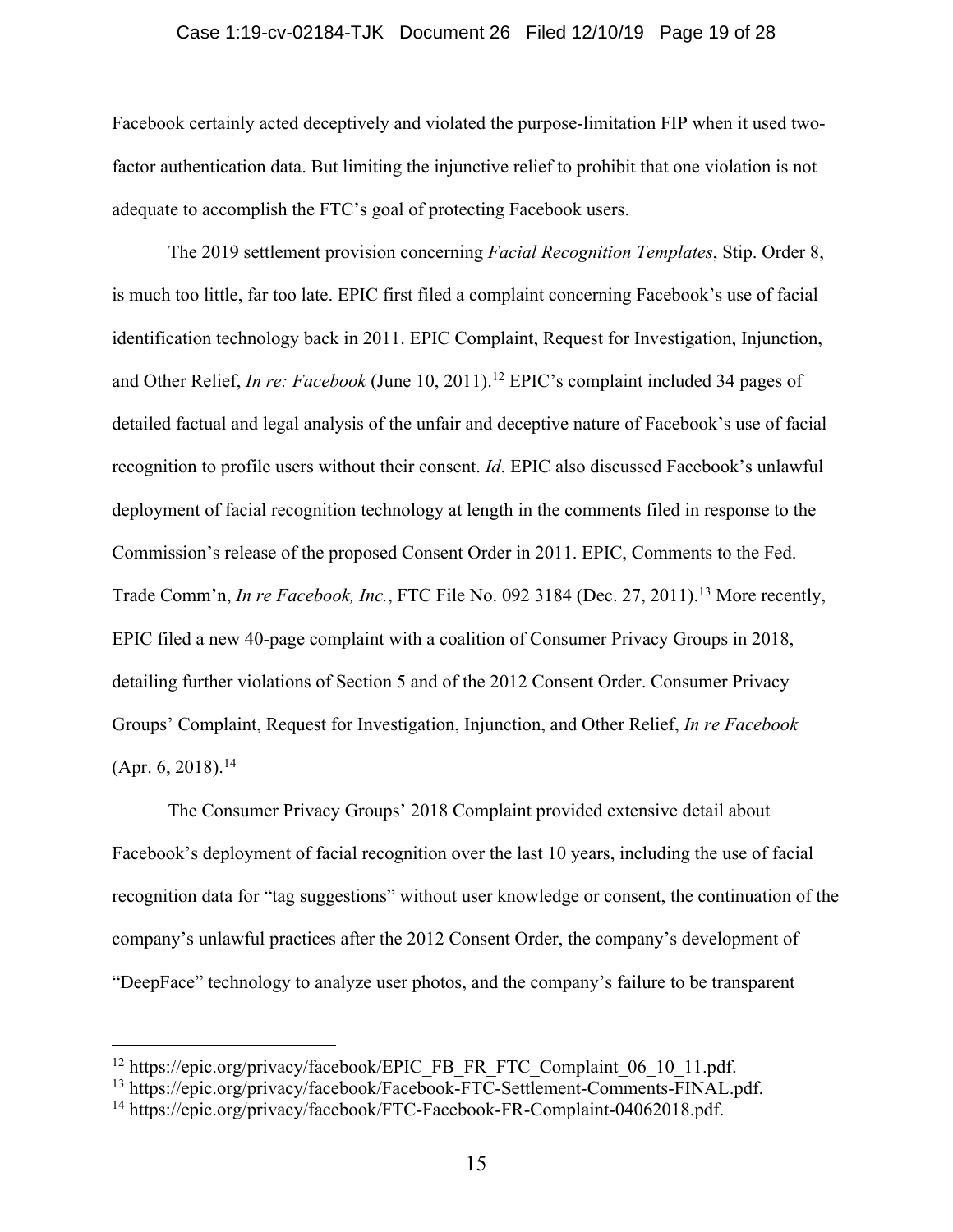Facebook certainly acted deceptively and violated the purpose-limitation FIP when it used two-factor authentication data. But limiting the injunctive relief to prohibit that one violation is not adequate to accomplish the FTC's goal of protecting Facebook users.

The 2019 settlement provision concerning *Facial Recognition Templates*, Stip. Order 8, is much too little, far too late. EPIC first filed a complaint concerning Facebook's use of facial identification technology back in 2011. EPIC Complaint, Request for Investigation, Injunction, and Other Relief, *In re: Facebook* (June 10, 2011).[12] EPIC's complaint included 34 pages of detailed factual and legal analysis of the unfair and deceptive nature of Facebook's use of facial recognition to profile users without their consent. *Id*. EPIC also discussed Facebook's unlawful deployment of facial recognition technology at length in the comments filed in response to the Commission's release of the proposed Consent Order in 2011. EPIC, Comments to the Fed. Trade Comm'n, *In re Facebook, Inc.*, FTC File No. 092 3184 (Dec. 27, 2011).[13] More recently, EPIC filed a new 40-page complaint with a coalition of Consumer Privacy Groups in 2018, detailing further violations of Section 5 and of the 2012 Consent Order. Consumer Privacy Groups' Complaint, Request for Investigation, Injunction, and Other Relief, *In re Facebook* (Apr. 6, 2018).[14]

The Consumer Privacy Groups' 2018 Complaint provided extensive detail about Facebook's deployment of facial recognition over the last 10 years, including the use of facial recognition data for "tag suggestions" without user knowledge or consent, the continuation of the company's unlawful practices after the 2012 Consent Order, the company's development of "DeepFace" technology to analyze user photos, and the company's failure to be transparent

---

[12] https://epic.org/privacy/facebook/EPIC_FB_FR_FTC_Complaint_06_10_11.pdf.

[13] https://epic.org/privacy/facebook/Facebook-FTC-Settlement-Comments-FINAL.pdf.

[14] https://epic.org/privacy/facebook/FTC-Facebook-FR-Complaint-04062018.pdf.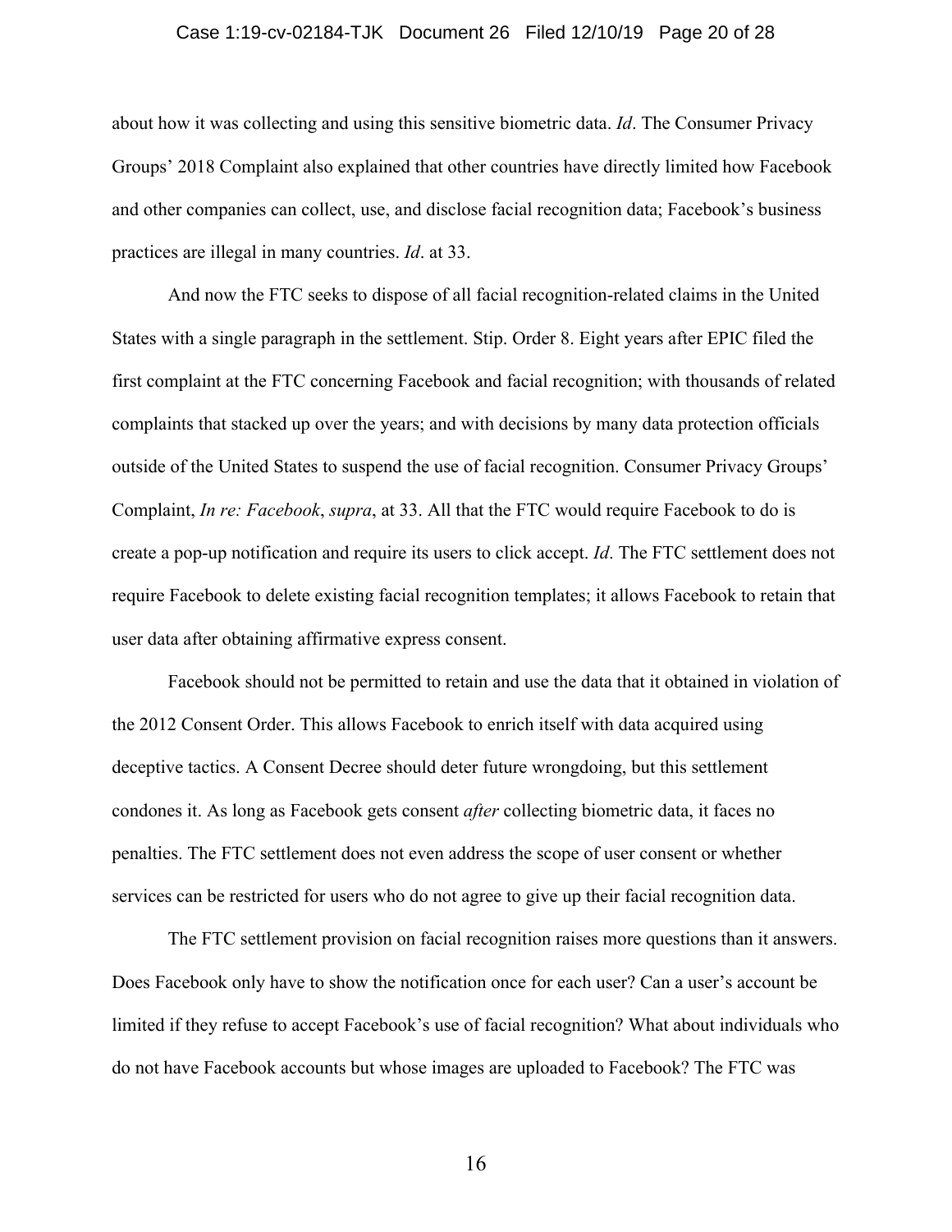about how it was collecting and using this sensitive biometric data. *Id*. The Consumer Privacy Groups' 2018 Complaint also explained that other countries have directly limited how Facebook and other companies can collect, use, and disclose facial recognition data; Facebook's business practices are illegal in many countries. *Id*. at 33.

And now the FTC seeks to dispose of all facial recognition-related claims in the United States with a single paragraph in the settlement. Stip. Order 8. Eight years after EPIC filed the first complaint at the FTC concerning Facebook and facial recognition; with thousands of related complaints that stacked up over the years; and with decisions by many data protection officials outside of the United States to suspend the use of facial recognition. Consumer Privacy Groups' Complaint, *In re: Facebook*, *supra*, at 33. All that the FTC would require Facebook to do is create a pop-up notification and require its users to click accept. *Id*. The FTC settlement does not require Facebook to delete existing facial recognition templates; it allows Facebook to retain that user data after obtaining affirmative express consent.

Facebook should not be permitted to retain and use the data that it obtained in violation of the 2012 Consent Order. This allows Facebook to enrich itself with data acquired using deceptive tactics. A Consent Decree should deter future wrongdoing, but this settlement condones it. As long as Facebook gets consent *after* collecting biometric data, it faces no penalties. The FTC settlement does not even address the scope of user consent or whether services can be restricted for users who do not agree to give up their facial recognition data.

The FTC settlement provision on facial recognition raises more questions than it answers. Does Facebook only have to show the notification once for each user? Can a user's account be limited if they refuse to accept Facebook's use of facial recognition? What about individuals who do not have Facebook accounts but whose images are uploaded to Facebook? The FTC was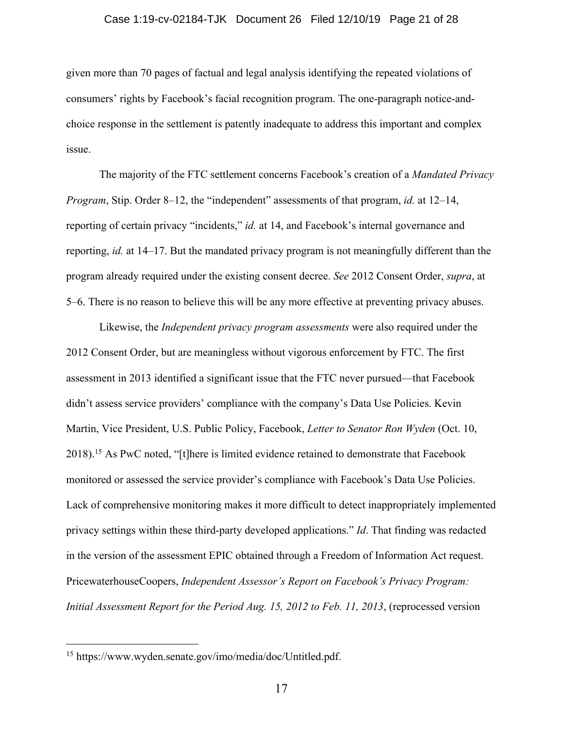given more than 70 pages of factual and legal analysis identifying the repeated violations of consumers' rights by Facebook's facial recognition program. The one-paragraph notice-and-choice response in the settlement is patently inadequate to address this important and complex issue.

The majority of the FTC settlement concerns Facebook's creation of a *Mandated Privacy Program*, Stip. Order 8–12, the "independent" assessments of that program, *id.* at 12–14, reporting of certain privacy "incidents," *id.* at 14, and Facebook's internal governance and reporting, *id.* at 14–17. But the mandated privacy program is not meaningfully different than the program already required under the existing consent decree. *See* 2012 Consent Order, *supra*, at 5–6. There is no reason to believe this will be any more effective at preventing privacy abuses.

Likewise, the *Independent privacy program assessments* were also required under the 2012 Consent Order, but are meaningless without vigorous enforcement by FTC. The first assessment in 2013 identified a significant issue that the FTC never pursued—that Facebook didn't assess service providers' compliance with the company's Data Use Policies. Kevin Martin, Vice President, U.S. Public Policy, Facebook, *Letter to Senator Ron Wyden* (Oct. 10, 2018).[15] As PwC noted, "[t]here is limited evidence retained to demonstrate that Facebook monitored or assessed the service provider's compliance with Facebook's Data Use Policies. Lack of comprehensive monitoring makes it more difficult to detect inappropriately implemented privacy settings within these third-party developed applications." *Id*. That finding was redacted in the version of the assessment EPIC obtained through a Freedom of Information Act request. PricewaterhouseCoopers, *Independent Assessor's Report on Facebook's Privacy Program: Initial Assessment Report for the Period Aug. 15, 2012 to Feb. 11, 2013*, (reprocessed version

---

[15] https://www.wyden.senate.gov/imo/media/doc/Untitled.pdf.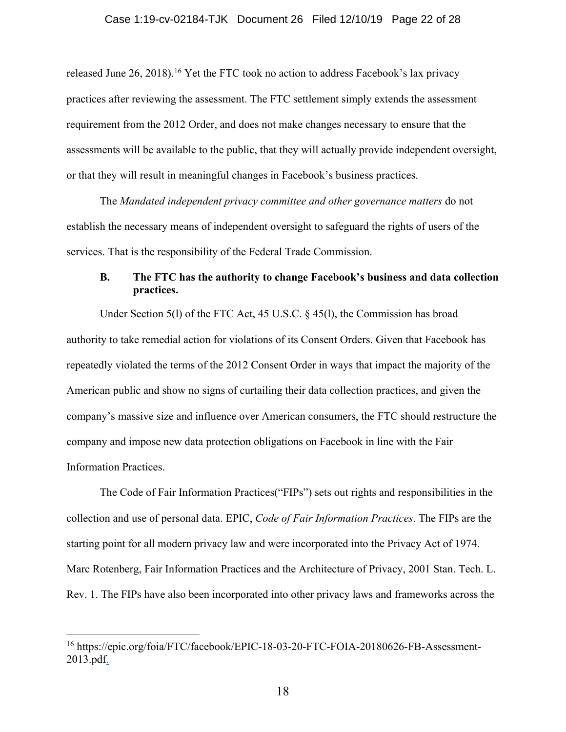released June 26, 2018).[16] Yet the FTC took no action to address Facebook's lax privacy practices after reviewing the assessment. The FTC settlement simply extends the assessment requirement from the 2012 Order, and does not make changes necessary to ensure that the assessments will be available to the public, that they will actually provide independent oversight, or that they will result in meaningful changes in Facebook's business practices.

The *Mandated independent privacy committee and other governance matters* do not establish the necessary means of independent oversight to safeguard the rights of users of the services. That is the responsibility of the Federal Trade Commission.

### B. The FTC has the authority to change Facebook's business and data collection practices.

Under Section 5(l) of the FTC Act, 45 U.S.C. § 45(l), the Commission has broad authority to take remedial action for violations of its Consent Orders. Given that Facebook has repeatedly violated the terms of the 2012 Consent Order in ways that impact the majority of the American public and show no signs of curtailing their data collection practices, and given the company's massive size and influence over American consumers, the FTC should restructure the company and impose new data protection obligations on Facebook in line with the Fair Information Practices.

The Code of Fair Information Practices("FIPs") sets out rights and responsibilities in the collection and use of personal data. EPIC, *Code of Fair Information Practices*. The FIPs are the starting point for all modern privacy law and were incorporated into the Privacy Act of 1974. Marc Rotenberg, Fair Information Practices and the Architecture of Privacy, 2001 Stan. Tech. L. Rev. 1. The FIPs have also been incorporated into other privacy laws and frameworks across the

---

[16] https://epic.org/foia/FTC/facebook/EPIC-18-03-20-FTC-FOIA-20180626-FB-Assessment-2013.pdf.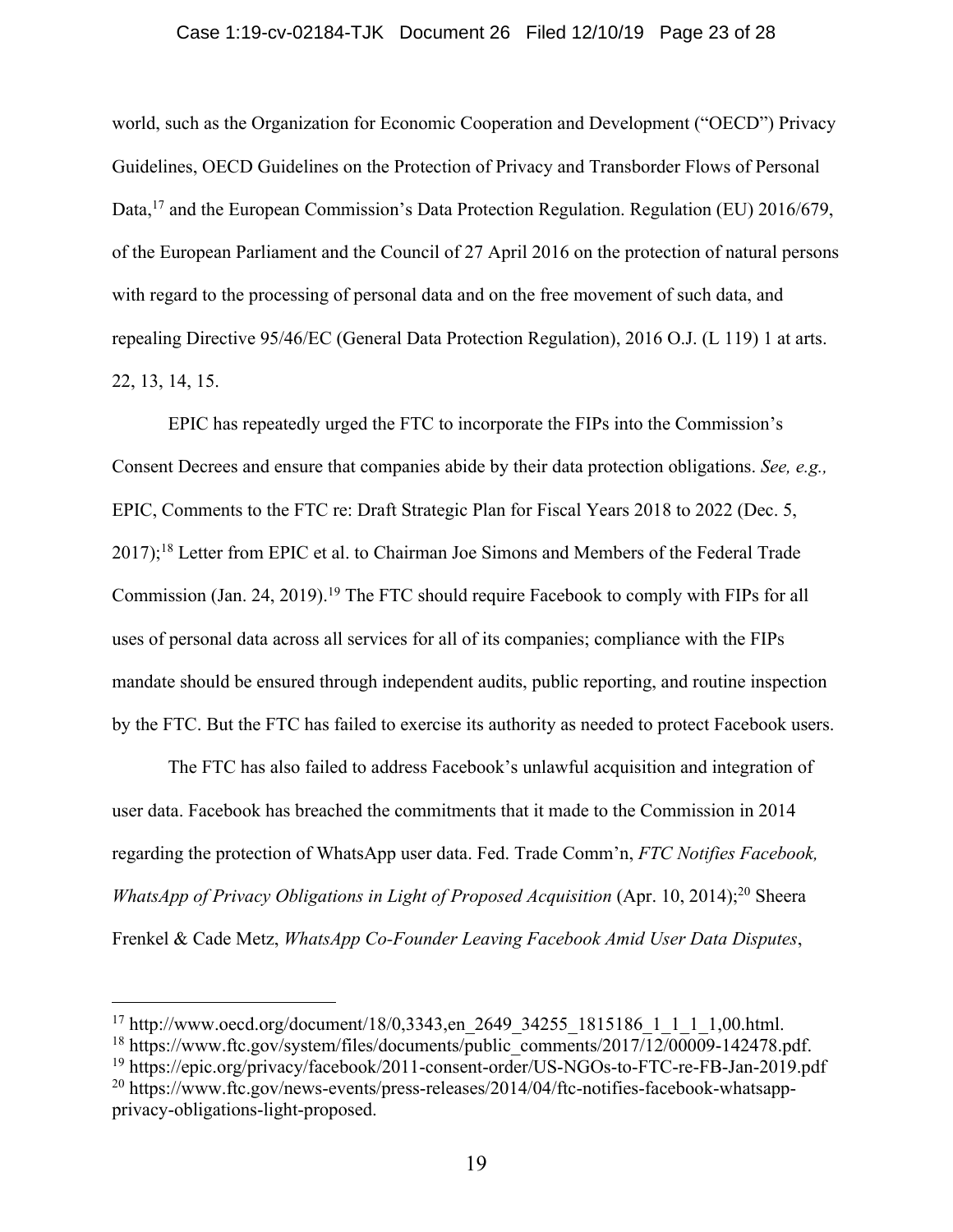world, such as the Organization for Economic Cooperation and Development ("OECD") Privacy Guidelines, OECD Guidelines on the Protection of Privacy and Transborder Flows of Personal Data,[17] and the European Commission's Data Protection Regulation. Regulation (EU) 2016/679, of the European Parliament and the Council of 27 April 2016 on the protection of natural persons with regard to the processing of personal data and on the free movement of such data, and repealing Directive 95/46/EC (General Data Protection Regulation), 2016 O.J. (L 119) 1 at arts. 22, 13, 14, 15.

EPIC has repeatedly urged the FTC to incorporate the FIPs into the Commission's Consent Decrees and ensure that companies abide by their data protection obligations. *See, e.g.,* EPIC, Comments to the FTC re: Draft Strategic Plan for Fiscal Years 2018 to 2022 (Dec. 5, 2017);[18] Letter from EPIC et al. to Chairman Joe Simons and Members of the Federal Trade Commission (Jan. 24, 2019).[19] The FTC should require Facebook to comply with FIPs for all uses of personal data across all services for all of its companies; compliance with the FIPs mandate should be ensured through independent audits, public reporting, and routine inspection by the FTC. But the FTC has failed to exercise its authority as needed to protect Facebook users.

The FTC has also failed to address Facebook's unlawful acquisition and integration of user data. Facebook has breached the commitments that it made to the Commission in 2014 regarding the protection of WhatsApp user data. Fed. Trade Comm'n, *FTC Notifies Facebook, WhatsApp of Privacy Obligations in Light of Proposed Acquisition* (Apr. 10, 2014);[20] Sheera Frenkel & Cade Metz, *WhatsApp Co-Founder Leaving Facebook Amid User Data Disputes*,

---

[17] http://www.oecd.org/document/18/0,3343,en_2649_34255_1815186_1_1_1_1,00.html.

[18] https://www.ftc.gov/system/files/documents/public_comments/2017/12/00009-142478.pdf.

[19] https://epic.org/privacy/facebook/2011-consent-order/US-NGOs-to-FTC-re-FB-Jan-2019.pdf

[20] https://www.ftc.gov/news-events/press-releases/2014/04/ftc-notifies-facebook-whatsapp-privacy-obligations-light-proposed.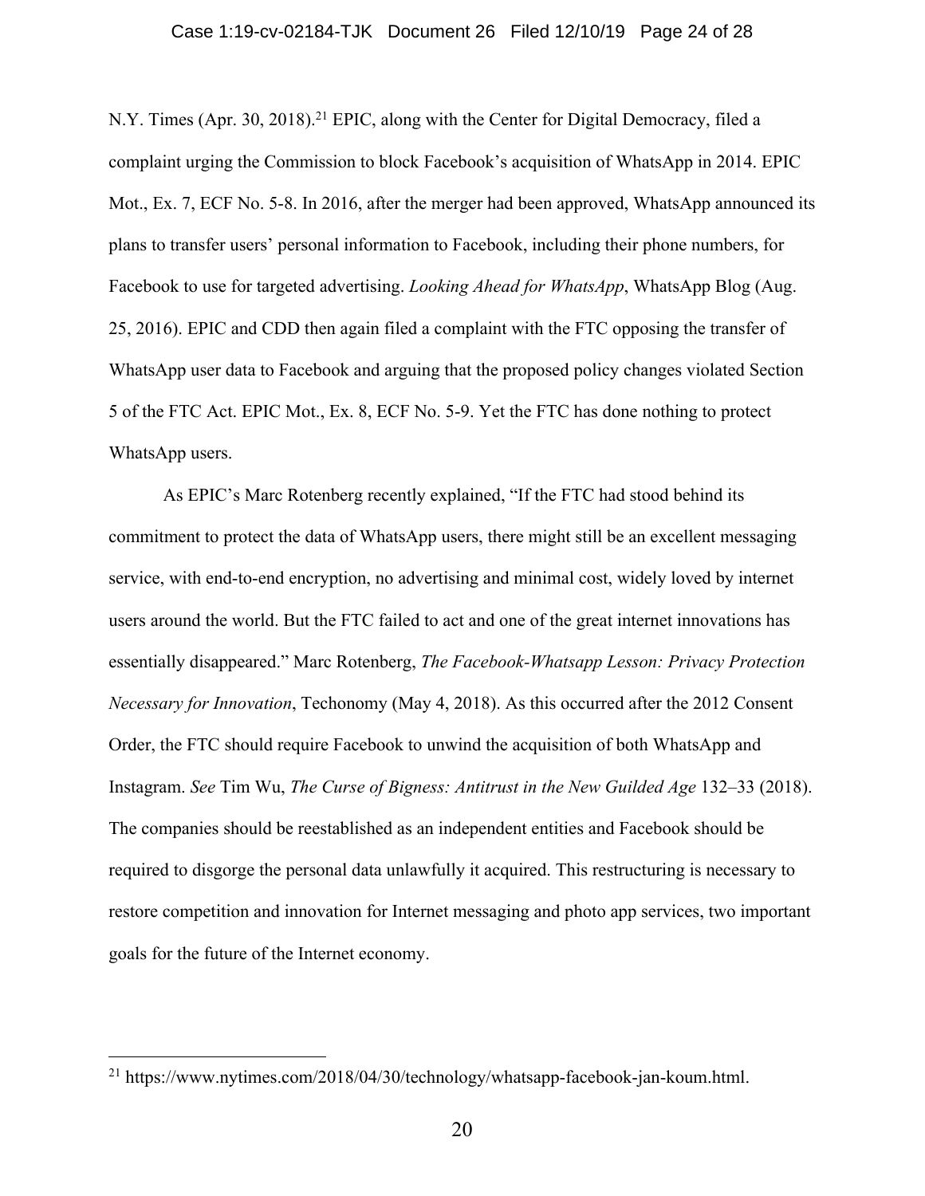N.Y. Times (Apr. 30, 2018).[21] EPIC, along with the Center for Digital Democracy, filed a complaint urging the Commission to block Facebook's acquisition of WhatsApp in 2014. EPIC Mot., Ex. 7, ECF No. 5-8. In 2016, after the merger had been approved, WhatsApp announced its plans to transfer users' personal information to Facebook, including their phone numbers, for Facebook to use for targeted advertising. *Looking Ahead for WhatsApp*, WhatsApp Blog (Aug. 25, 2016). EPIC and CDD then again filed a complaint with the FTC opposing the transfer of WhatsApp user data to Facebook and arguing that the proposed policy changes violated Section 5 of the FTC Act. EPIC Mot., Ex. 8, ECF No. 5-9. Yet the FTC has done nothing to protect WhatsApp users.

As EPIC's Marc Rotenberg recently explained, "If the FTC had stood behind its commitment to protect the data of WhatsApp users, there might still be an excellent messaging service, with end-to-end encryption, no advertising and minimal cost, widely loved by internet users around the world. But the FTC failed to act and one of the great internet innovations has essentially disappeared." Marc Rotenberg, *The Facebook-Whatsapp Lesson: Privacy Protection Necessary for Innovation*, Techonomy (May 4, 2018). As this occurred after the 2012 Consent Order, the FTC should require Facebook to unwind the acquisition of both WhatsApp and Instagram. *See* Tim Wu, *The Curse of Bigness: Antitrust in the New Guilded Age* 132–33 (2018). The companies should be reestablished as an independent entities and Facebook should be required to disgorge the personal data unlawfully it acquired. This restructuring is necessary to restore competition and innovation for Internet messaging and photo app services, two important goals for the future of the Internet economy.

---

[21] https://www.nytimes.com/2018/04/30/technology/whatsapp-facebook-jan-koum.html.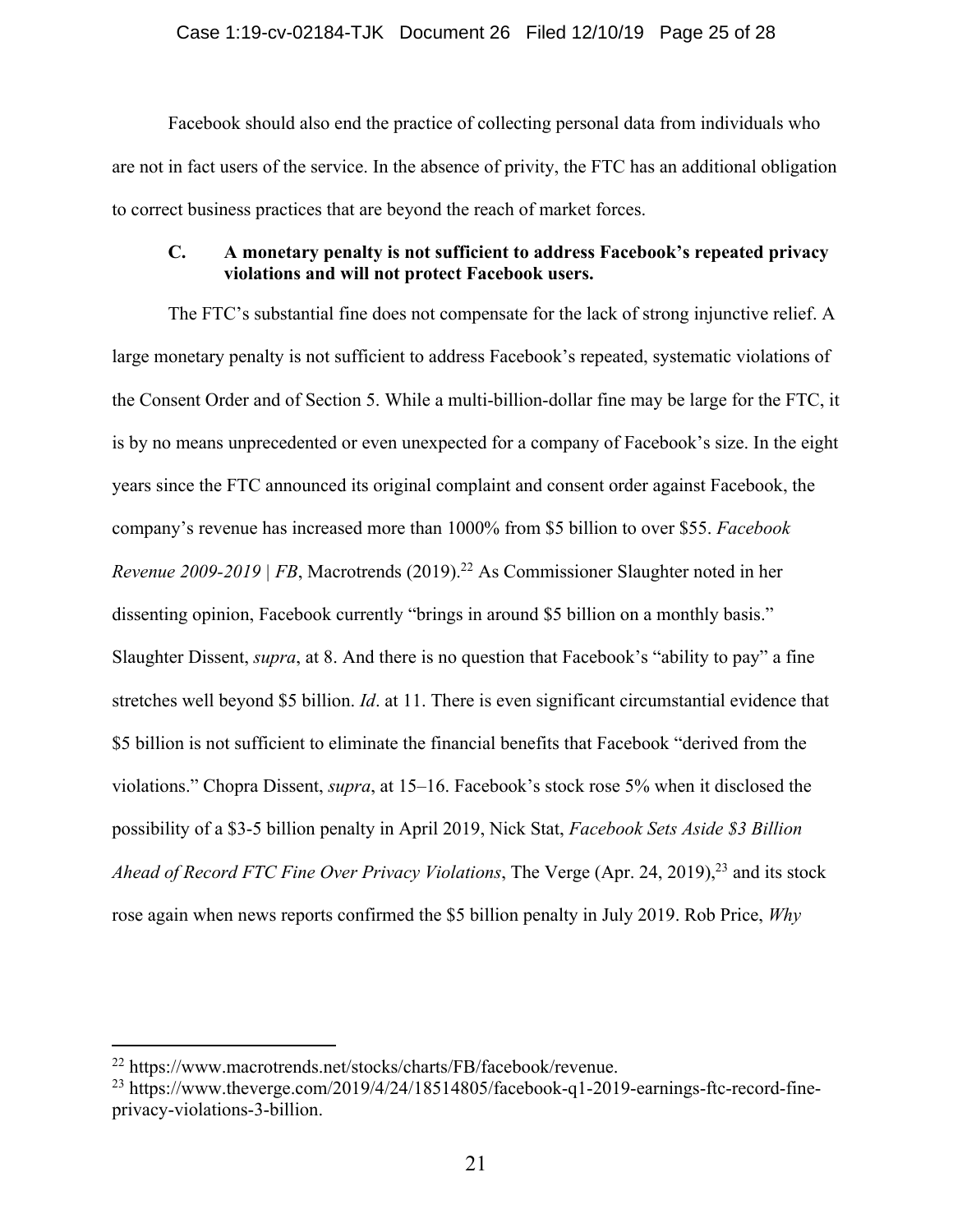Facebook should also end the practice of collecting personal data from individuals who are not in fact users of the service. In the absence of privity, the FTC has an additional obligation to correct business practices that are beyond the reach of market forces.

### C. A monetary penalty is not sufficient to address Facebook's repeated privacy violations and will not protect Facebook users.

The FTC's substantial fine does not compensate for the lack of strong injunctive relief. A large monetary penalty is not sufficient to address Facebook's repeated, systematic violations of the Consent Order and of Section 5. While a multi-billion-dollar fine may be large for the FTC, it is by no means unprecedented or even unexpected for a company of Facebook's size. In the eight years since the FTC announced its original complaint and consent order against Facebook, the company's revenue has increased more than 1000% from $5 billion to over $55. *Facebook Revenue 2009-2019 | FB*, Macrotrends (2019).[22] As Commissioner Slaughter noted in her dissenting opinion, Facebook currently "brings in around $5 billion on a monthly basis." Slaughter Dissent, *supra*, at 8. And there is no question that Facebook's "ability to pay" a fine stretches well beyond $5 billion. *Id*. at 11. There is even significant circumstantial evidence that $5 billion is not sufficient to eliminate the financial benefits that Facebook "derived from the violations." Chopra Dissent, *supra*, at 15–16. Facebook's stock rose 5% when it disclosed the possibility of a $3-5 billion penalty in April 2019, Nick Stat, *Facebook Sets Aside $3 Billion Ahead of Record FTC Fine Over Privacy Violations*, The Verge (Apr. 24, 2019),[23] and its stock rose again when news reports confirmed the $5 billion penalty in July 2019. Rob Price, *Why*

---

[22] https://www.macrotrends.net/stocks/charts/FB/facebook/revenue.

[23] https://www.theverge.com/2019/4/24/18514805/facebook-q1-2019-earnings-ftc-record-fine-privacy-violations-3-billion.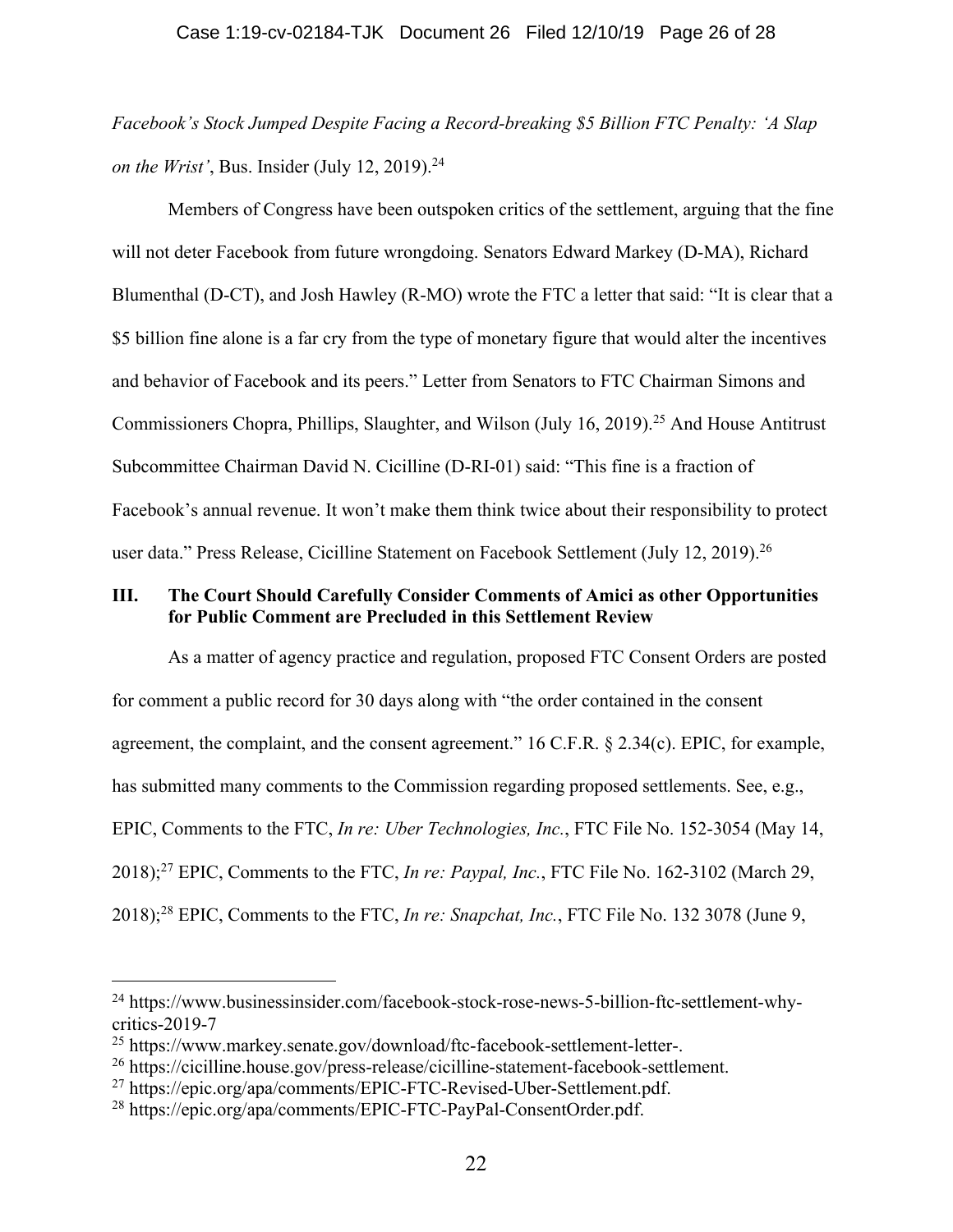*Facebook's Stock Jumped Despite Facing a Record-breaking $5 Billion FTC Penalty: 'A Slap on the Wrist'*, Bus. Insider (July 12, 2019).[24]

Members of Congress have been outspoken critics of the settlement, arguing that the fine will not deter Facebook from future wrongdoing. Senators Edward Markey (D-MA), Richard Blumenthal (D-CT), and Josh Hawley (R-MO) wrote the FTC a letter that said: "It is clear that a $5 billion fine alone is a far cry from the type of monetary figure that would alter the incentives and behavior of Facebook and its peers." Letter from Senators to FTC Chairman Simons and Commissioners Chopra, Phillips, Slaughter, and Wilson (July 16, 2019).[25] And House Antitrust Subcommittee Chairman David N. Cicilline (D-RI-01) said: "This fine is a fraction of Facebook's annual revenue. It won't make them think twice about their responsibility to protect user data." Press Release, Cicilline Statement on Facebook Settlement (July 12, 2019).[26]

### III. The Court Should Carefully Consider Comments of Amici as other Opportunities for Public Comment are Precluded in this Settlement Review

As a matter of agency practice and regulation, proposed FTC Consent Orders are posted for comment a public record for 30 days along with "the order contained in the consent agreement, the complaint, and the consent agreement." 16 C.F.R. § 2.34(c). EPIC, for example, has submitted many comments to the Commission regarding proposed settlements. See, e.g., EPIC, Comments to the FTC, *In re: Uber Technologies, Inc.*, FTC File No. 152-3054 (May 14, 2018);[27] EPIC, Comments to the FTC, *In re: Paypal, Inc.*, FTC File No. 162-3102 (March 29, 2018);[28] EPIC, Comments to the FTC, *In re: Snapchat, Inc.*, FTC File No. 132 3078 (June 9,

---

[24] https://www.businessinsider.com/facebook-stock-rose-news-5-billion-ftc-settlement-why-critics-2019-7

[25] https://www.markey.senate.gov/download/ftc-facebook-settlement-letter-.

[26] https://cicilline.house.gov/press-release/cicilline-statement-facebook-settlement.

[27] https://epic.org/apa/comments/EPIC-FTC-Revised-Uber-Settlement.pdf.

[28] https://epic.org/apa/comments/EPIC-FTC-PayPal-ConsentOrder.pdf.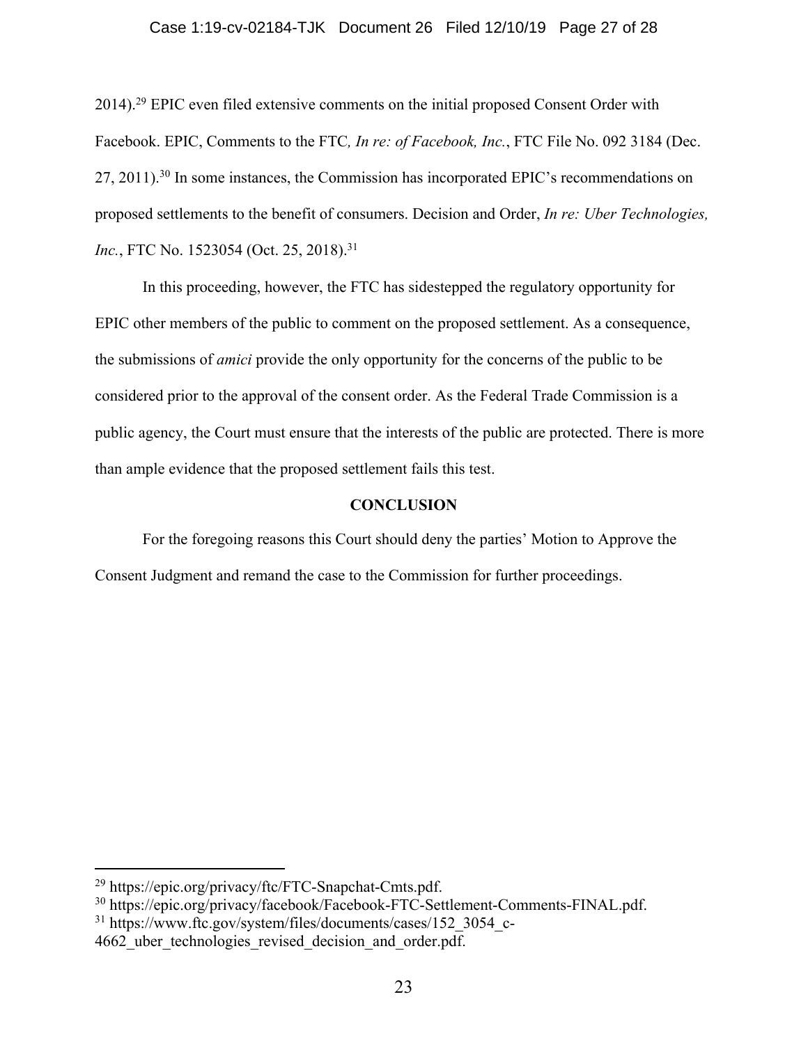2014).[29] EPIC even filed extensive comments on the initial proposed Consent Order with Facebook. EPIC, Comments to the FTC*, In re: of Facebook, Inc.*, FTC File No. 092 3184 (Dec. 27, 2011).[30] In some instances, the Commission has incorporated EPIC's recommendations on proposed settlements to the benefit of consumers. Decision and Order, *In re: Uber Technologies, Inc.*, FTC No. 1523054 (Oct. 25, 2018).[31]

In this proceeding, however, the FTC has sidestepped the regulatory opportunity for EPIC other members of the public to comment on the proposed settlement. As a consequence, the submissions of *amici* provide the only opportunity for the concerns of the public to be considered prior to the approval of the consent order. As the Federal Trade Commission is a public agency, the Court must ensure that the interests of the public are protected. There is more than ample evidence that the proposed settlement fails this test.

**CONCLUSION**

For the foregoing reasons this Court should deny the parties' Motion to Approve the Consent Judgment and remand the case to the Commission for further proceedings.

---

[29] https://epic.org/privacy/ftc/FTC-Snapchat-Cmts.pdf.

[30] https://epic.org/privacy/facebook/Facebook-FTC-Settlement-Comments-FINAL.pdf.

[31] https://www.ftc.gov/system/files/documents/cases/152_3054_c-4662_uber_technologies_revised_decision_and_order.pdf.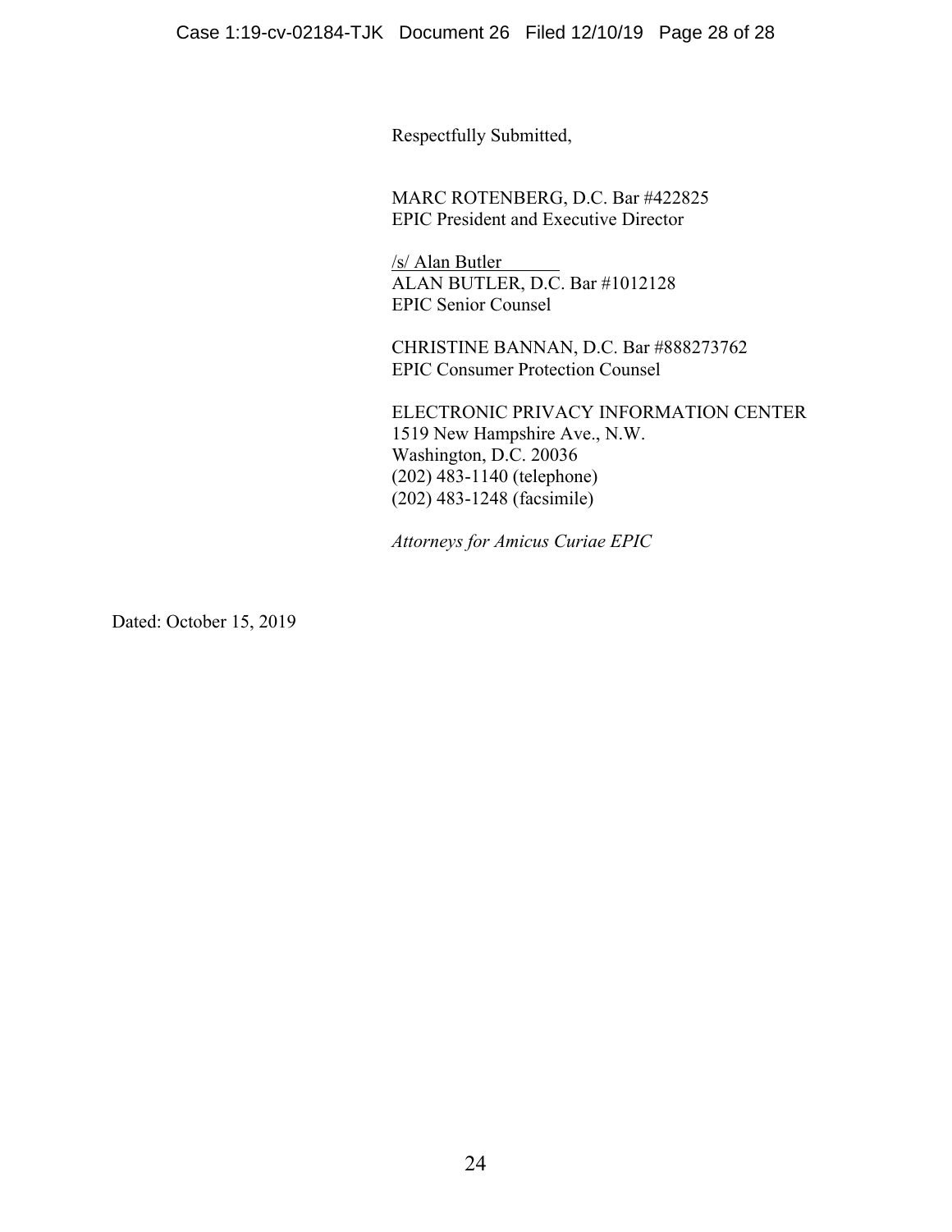Respectfully Submitted,

MARC ROTENBERG, D.C. Bar #422825
EPIC President and Executive Director

/s/ Alan Butler
ALAN BUTLER, D.C. Bar #1012128
EPIC Senior Counsel

CHRISTINE BANNAN, D.C. Bar #888273762
EPIC Consumer Protection Counsel

ELECTRONIC PRIVACY INFORMATION CENTER
1519 New Hampshire Ave., N.W.
Washington, D.C. 20036
(202) 483-1140 (telephone)
(202) 483-1248 (facsimile)

*Attorneys for Amicus Curiae EPIC*

Dated: October 15, 2019